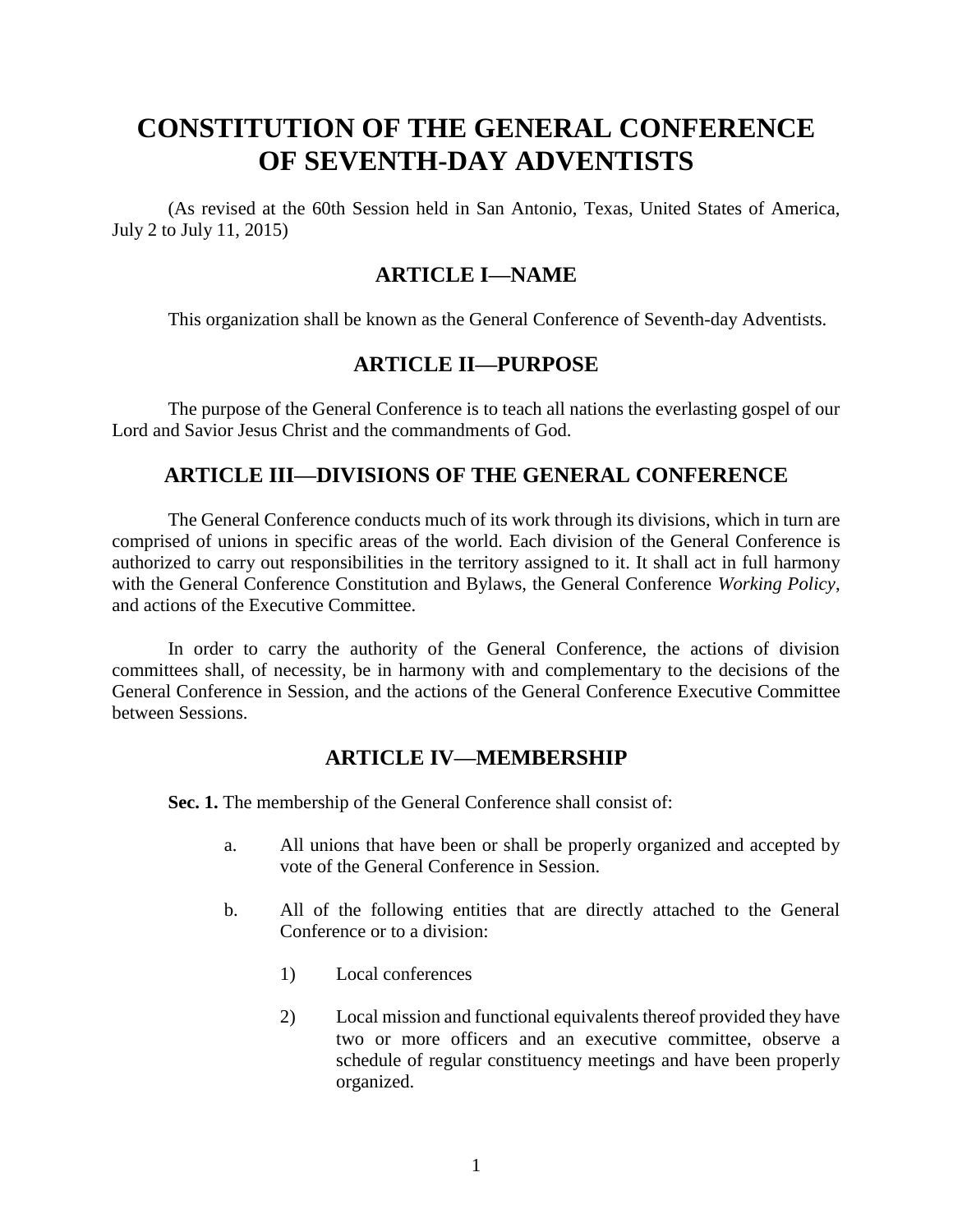# CONSTITUTION OF THE GENERAL CONFERENCE OF SEVENTH-DAY ADVENTISTS

(As revised at the 60th Session held in San Antonio, Texas, United States of America, July 2 to July 11, 2015)

## ARTICLE I—NAME

This organization shall be known as the General Conference of Seventh-day Adventists.

## ARTICLE II—PURPOSE

The purpose of the General Conference is to teach all nations the everlasting gospel of our Lord and Savior Jesus Christ and the commandments of God.

## ARTICLE III—DIVISIONS OF THE GENERAL CONFERENCE

The General Conference conducts much of its work through its divisions, which in turn are comprised of unions in specific areas of the world. Each division of the General Conference is authorized to carry out responsibilities in the territory assigned to it. It shall act in full harmony with the General Conference Constitution and Bylaws, the General Conference *Working Policy*, and actions of the Executive Committee.

In order to carry the authority of the General Conference, the actions of division committees shall, of necessity, be in harmony with and complementary to the decisions of the General Conference in Session, and the actions of the General Conference Executive Committee between Sessions.

## ARTICLE IV—MEMBERSHIP

**Sec. 1.** The membership of the General Conference shall consist of:

a. All unions that have been or shall be properly organized and accepted by vote of the General Conference in Session.

b. All of the following entities that are directly attached to the General Conference or to a division:

   1) Local conferences

   2) Local mission and functional equivalents thereof provided they have two or more officers and an executive committee, observe a schedule of regular constituency meetings and have been properly organized.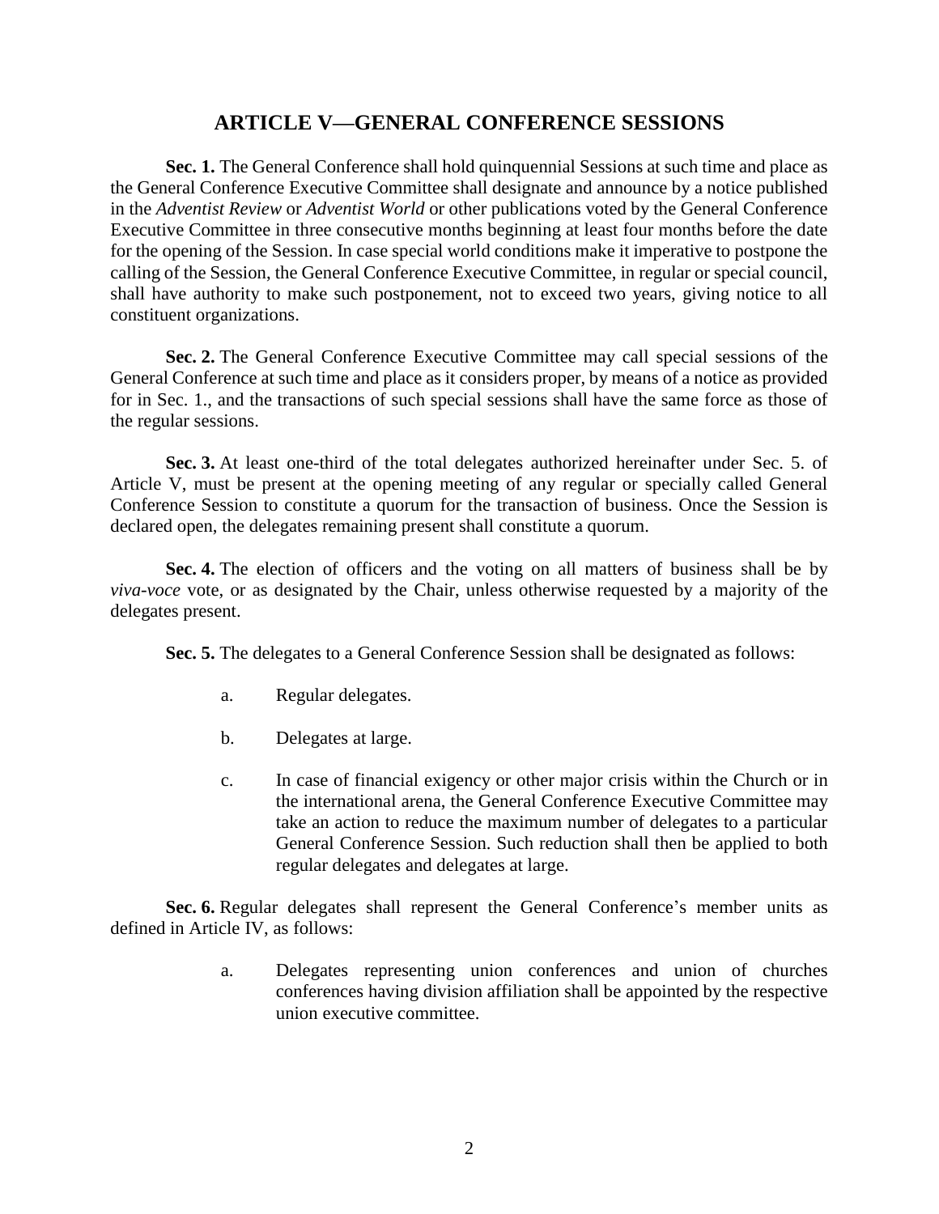## ARTICLE V—GENERAL CONFERENCE SESSIONS

**Sec. 1.** The General Conference shall hold quinquennial Sessions at such time and place as the General Conference Executive Committee shall designate and announce by a notice published in the *Adventist Review* or *Adventist World* or other publications voted by the General Conference Executive Committee in three consecutive months beginning at least four months before the date for the opening of the Session. In case special world conditions make it imperative to postpone the calling of the Session, the General Conference Executive Committee, in regular or special council, shall have authority to make such postponement, not to exceed two years, giving notice to all constituent organizations.

**Sec. 2.** The General Conference Executive Committee may call special sessions of the General Conference at such time and place as it considers proper, by means of a notice as provided for in Sec. 1., and the transactions of such special sessions shall have the same force as those of the regular sessions.

**Sec. 3.** At least one-third of the total delegates authorized hereinafter under Sec. 5. of Article V, must be present at the opening meeting of any regular or specially called General Conference Session to constitute a quorum for the transaction of business. Once the Session is declared open, the delegates remaining present shall constitute a quorum.

**Sec. 4.** The election of officers and the voting on all matters of business shall be by *viva-voce* vote, or as designated by the Chair, unless otherwise requested by a majority of the delegates present.

**Sec. 5.** The delegates to a General Conference Session shall be designated as follows:

a. Regular delegates.

b. Delegates at large.

c. In case of financial exigency or other major crisis within the Church or in the international arena, the General Conference Executive Committee may take an action to reduce the maximum number of delegates to a particular General Conference Session. Such reduction shall then be applied to both regular delegates and delegates at large.

**Sec. 6.** Regular delegates shall represent the General Conference's member units as defined in Article IV, as follows:

a. Delegates representing union conferences and union of churches conferences having division affiliation shall be appointed by the respective union executive committee.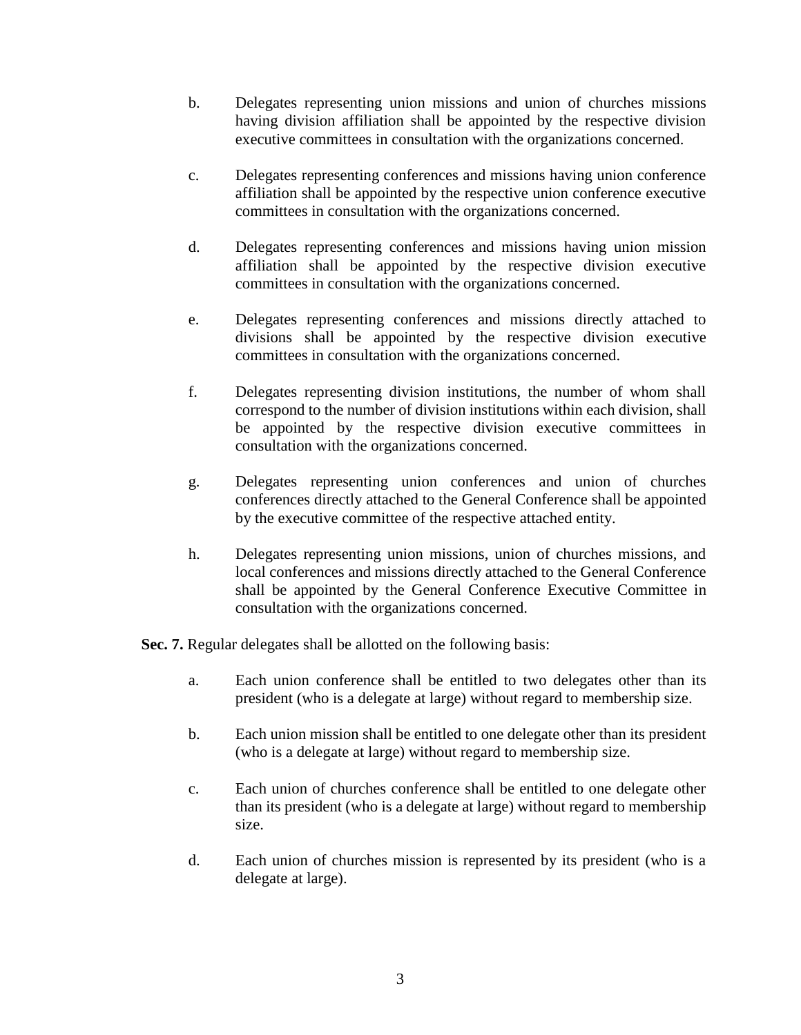b. Delegates representing union missions and union of churches missions having division affiliation shall be appointed by the respective division executive committees in consultation with the organizations concerned.

c. Delegates representing conferences and missions having union conference affiliation shall be appointed by the respective union conference executive committees in consultation with the organizations concerned.

d. Delegates representing conferences and missions having union mission affiliation shall be appointed by the respective division executive committees in consultation with the organizations concerned.

e. Delegates representing conferences and missions directly attached to divisions shall be appointed by the respective division executive committees in consultation with the organizations concerned.

f. Delegates representing division institutions, the number of whom shall correspond to the number of division institutions within each division, shall be appointed by the respective division executive committees in consultation with the organizations concerned.

g. Delegates representing union conferences and union of churches conferences directly attached to the General Conference shall be appointed by the executive committee of the respective attached entity.

h. Delegates representing union missions, union of churches missions, and local conferences and missions directly attached to the General Conference shall be appointed by the General Conference Executive Committee in consultation with the organizations concerned.

**Sec. 7.** Regular delegates shall be allotted on the following basis:

a. Each union conference shall be entitled to two delegates other than its president (who is a delegate at large) without regard to membership size.

b. Each union mission shall be entitled to one delegate other than its president (who is a delegate at large) without regard to membership size.

c. Each union of churches conference shall be entitled to one delegate other than its president (who is a delegate at large) without regard to membership size.

d. Each union of churches mission is represented by its president (who is a delegate at large).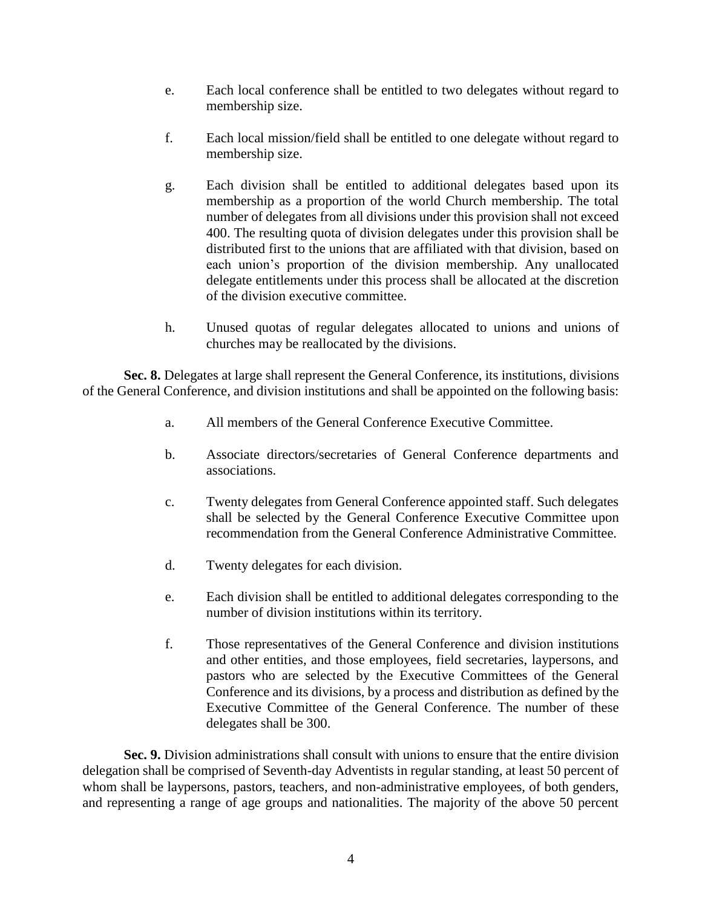e. Each local conference shall be entitled to two delegates without regard to membership size.

f. Each local mission/field shall be entitled to one delegate without regard to membership size.

g. Each division shall be entitled to additional delegates based upon its membership as a proportion of the world Church membership. The total number of delegates from all divisions under this provision shall not exceed 400. The resulting quota of division delegates under this provision shall be distributed first to the unions that are affiliated with that division, based on each union's proportion of the division membership. Any unallocated delegate entitlements under this process shall be allocated at the discretion of the division executive committee.

h. Unused quotas of regular delegates allocated to unions and unions of churches may be reallocated by the divisions.

**Sec. 8.** Delegates at large shall represent the General Conference, its institutions, divisions of the General Conference, and division institutions and shall be appointed on the following basis:

a. All members of the General Conference Executive Committee.

b. Associate directors/secretaries of General Conference departments and associations.

c. Twenty delegates from General Conference appointed staff. Such delegates shall be selected by the General Conference Executive Committee upon recommendation from the General Conference Administrative Committee.

d. Twenty delegates for each division.

e. Each division shall be entitled to additional delegates corresponding to the number of division institutions within its territory.

f. Those representatives of the General Conference and division institutions and other entities, and those employees, field secretaries, laypersons, and pastors who are selected by the Executive Committees of the General Conference and its divisions, by a process and distribution as defined by the Executive Committee of the General Conference. The number of these delegates shall be 300.

**Sec. 9.** Division administrations shall consult with unions to ensure that the entire division delegation shall be comprised of Seventh-day Adventists in regular standing, at least 50 percent of whom shall be laypersons, pastors, teachers, and non-administrative employees, of both genders, and representing a range of age groups and nationalities. The majority of the above 50 percent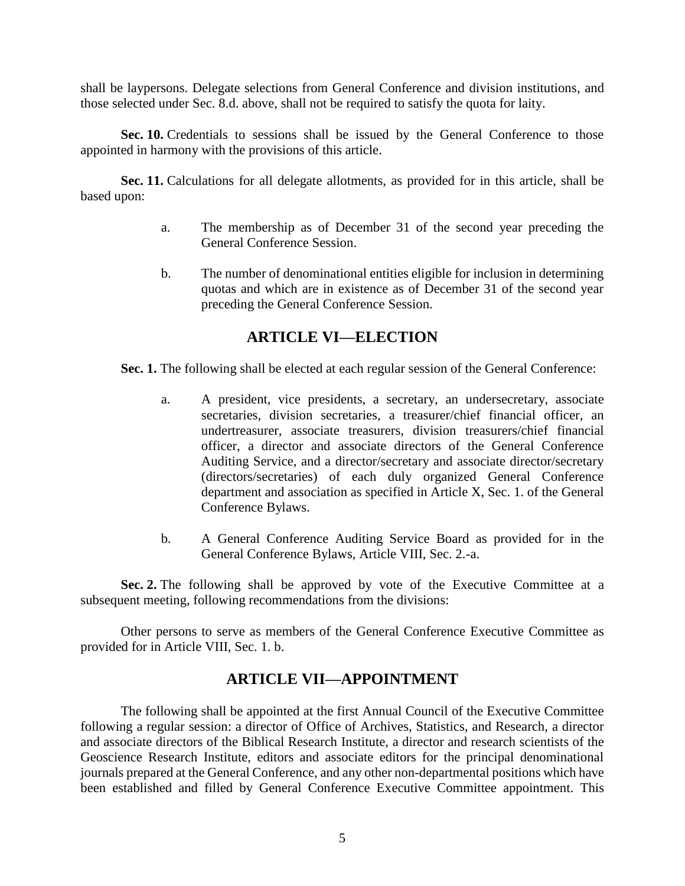shall be laypersons. Delegate selections from General Conference and division institutions, and those selected under Sec. 8.d. above, shall not be required to satisfy the quota for laity.

**Sec. 10.** Credentials to sessions shall be issued by the General Conference to those appointed in harmony with the provisions of this article.

**Sec. 11.** Calculations for all delegate allotments, as provided for in this article, shall be based upon:

a. The membership as of December 31 of the second year preceding the General Conference Session.

b. The number of denominational entities eligible for inclusion in determining quotas and which are in existence as of December 31 of the second year preceding the General Conference Session.

## ARTICLE VI—ELECTION

**Sec. 1.** The following shall be elected at each regular session of the General Conference:

a. A president, vice presidents, a secretary, an undersecretary, associate secretaries, division secretaries, a treasurer/chief financial officer, an undertreasurer, associate treasurers, division treasurers/chief financial officer, a director and associate directors of the General Conference Auditing Service, and a director/secretary and associate director/secretary (directors/secretaries) of each duly organized General Conference department and association as specified in Article X, Sec. 1. of the General Conference Bylaws.

b. A General Conference Auditing Service Board as provided for in the General Conference Bylaws, Article VIII, Sec. 2.-a.

**Sec. 2.** The following shall be approved by vote of the Executive Committee at a subsequent meeting, following recommendations from the divisions:

Other persons to serve as members of the General Conference Executive Committee as provided for in Article VIII, Sec. 1. b.

## ARTICLE VII—APPOINTMENT

The following shall be appointed at the first Annual Council of the Executive Committee following a regular session: a director of Office of Archives, Statistics, and Research, a director and associate directors of the Biblical Research Institute, a director and research scientists of the Geoscience Research Institute, editors and associate editors for the principal denominational journals prepared at the General Conference, and any other non-departmental positions which have been established and filled by General Conference Executive Committee appointment. This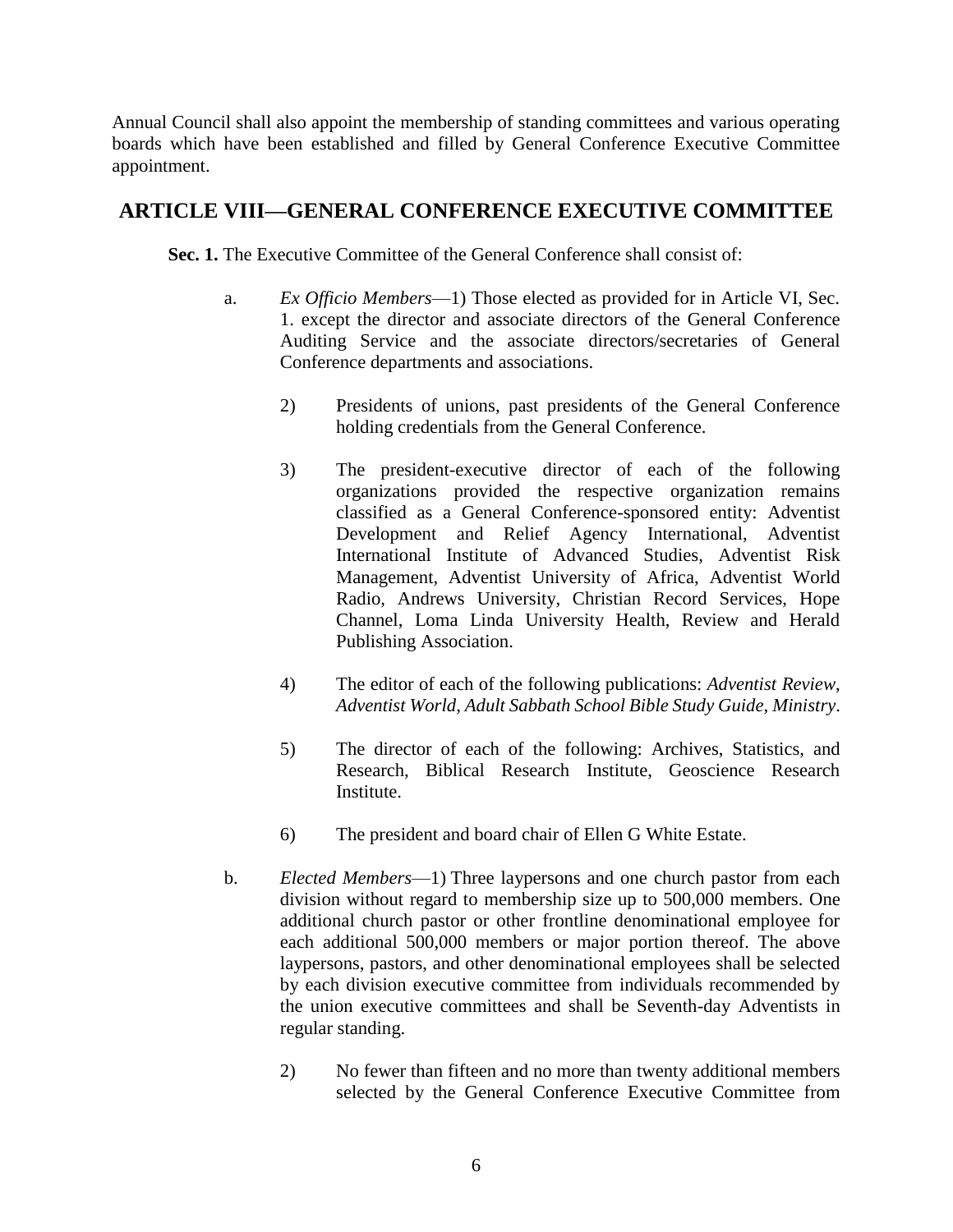Annual Council shall also appoint the membership of standing committees and various operating boards which have been established and filled by General Conference Executive Committee appointment.

## ARTICLE VIII—GENERAL CONFERENCE EXECUTIVE COMMITTEE

**Sec. 1.** The Executive Committee of the General Conference shall consist of:

a. *Ex Officio Members*—1) Those elected as provided for in Article VI, Sec. 1. except the director and associate directors of the General Conference Auditing Service and the associate directors/secretaries of General Conference departments and associations.

   2) Presidents of unions, past presidents of the General Conference holding credentials from the General Conference.

   3) The president-executive director of each of the following organizations provided the respective organization remains classified as a General Conference-sponsored entity: Adventist Development and Relief Agency International, Adventist International Institute of Advanced Studies, Adventist Risk Management, Adventist University of Africa, Adventist World Radio, Andrews University, Christian Record Services, Hope Channel, Loma Linda University Health, Review and Herald Publishing Association.

   4) The editor of each of the following publications: *Adventist Review*, *Adventist World*, *Adult Sabbath School Bible Study Guide*, *Ministry*.

   5) The director of each of the following: Archives, Statistics, and Research, Biblical Research Institute, Geoscience Research Institute.

   6) The president and board chair of Ellen G White Estate.

b. *Elected Members*—1) Three laypersons and one church pastor from each division without regard to membership size up to 500,000 members. One additional church pastor or other frontline denominational employee for each additional 500,000 members or major portion thereof. The above laypersons, pastors, and other denominational employees shall be selected by each division executive committee from individuals recommended by the union executive committees and shall be Seventh-day Adventists in regular standing.

   2) No fewer than fifteen and no more than twenty additional members selected by the General Conference Executive Committee from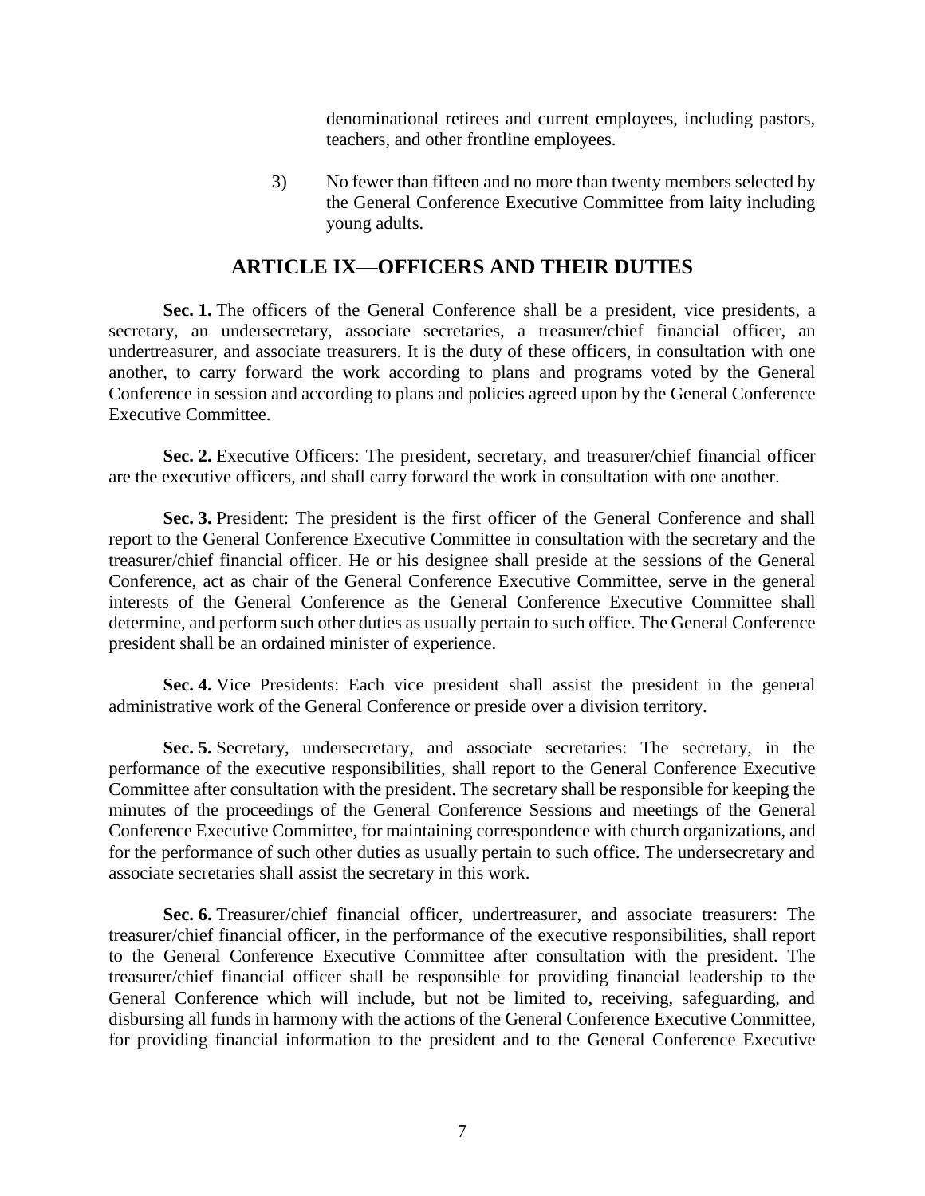denominational retirees and current employees, including pastors, teachers, and other frontline employees.

3) No fewer than fifteen and no more than twenty members selected by the General Conference Executive Committee from laity including young adults.

## ARTICLE IX—OFFICERS AND THEIR DUTIES

**Sec. 1.** The officers of the General Conference shall be a president, vice presidents, a secretary, an undersecretary, associate secretaries, a treasurer/chief financial officer, an undertreasurer, and associate treasurers. It is the duty of these officers, in consultation with one another, to carry forward the work according to plans and programs voted by the General Conference in session and according to plans and policies agreed upon by the General Conference Executive Committee.

**Sec. 2.** Executive Officers: The president, secretary, and treasurer/chief financial officer are the executive officers, and shall carry forward the work in consultation with one another.

**Sec. 3.** President: The president is the first officer of the General Conference and shall report to the General Conference Executive Committee in consultation with the secretary and the treasurer/chief financial officer. He or his designee shall preside at the sessions of the General Conference, act as chair of the General Conference Executive Committee, serve in the general interests of the General Conference as the General Conference Executive Committee shall determine, and perform such other duties as usually pertain to such office. The General Conference president shall be an ordained minister of experience.

**Sec. 4.** Vice Presidents: Each vice president shall assist the president in the general administrative work of the General Conference or preside over a division territory.

**Sec. 5.** Secretary, undersecretary, and associate secretaries: The secretary, in the performance of the executive responsibilities, shall report to the General Conference Executive Committee after consultation with the president. The secretary shall be responsible for keeping the minutes of the proceedings of the General Conference Sessions and meetings of the General Conference Executive Committee, for maintaining correspondence with church organizations, and for the performance of such other duties as usually pertain to such office. The undersecretary and associate secretaries shall assist the secretary in this work.

**Sec. 6.** Treasurer/chief financial officer, undertreasurer, and associate treasurers: The treasurer/chief financial officer, in the performance of the executive responsibilities, shall report to the General Conference Executive Committee after consultation with the president. The treasurer/chief financial officer shall be responsible for providing financial leadership to the General Conference which will include, but not be limited to, receiving, safeguarding, and disbursing all funds in harmony with the actions of the General Conference Executive Committee, for providing financial information to the president and to the General Conference Executive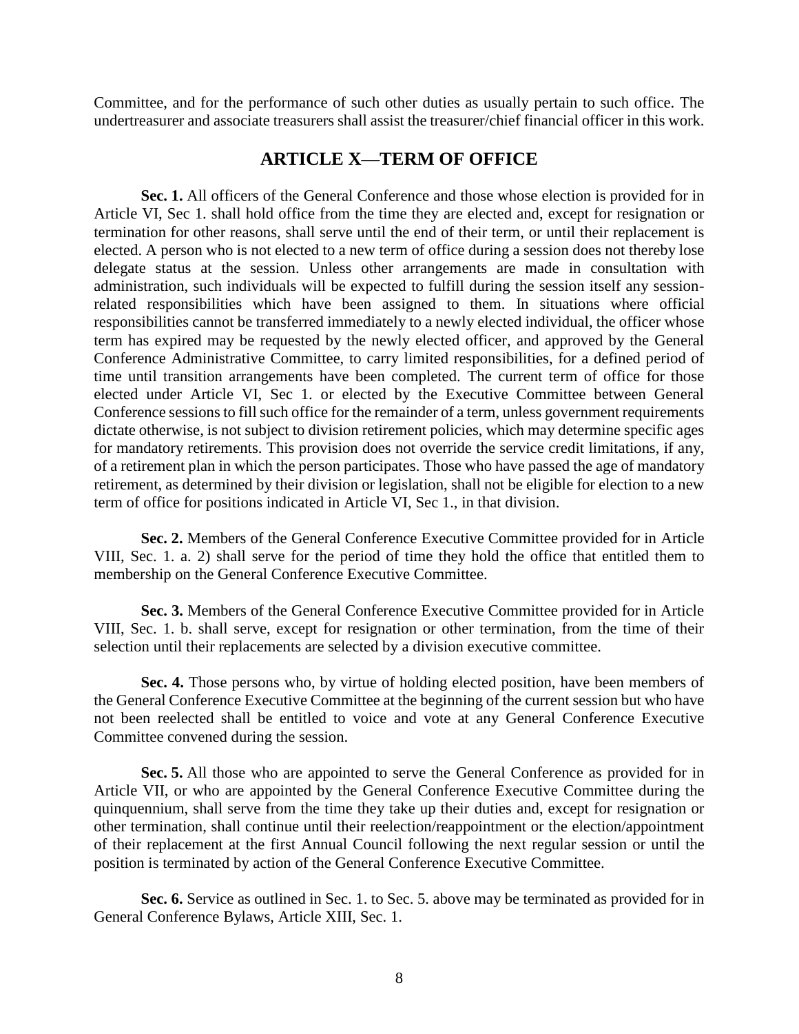Committee, and for the performance of such other duties as usually pertain to such office. The undertreasurer and associate treasurers shall assist the treasurer/chief financial officer in this work.

## ARTICLE X—TERM OF OFFICE

**Sec. 1.** All officers of the General Conference and those whose election is provided for in Article VI, Sec 1. shall hold office from the time they are elected and, except for resignation or termination for other reasons, shall serve until the end of their term, or until their replacement is elected. A person who is not elected to a new term of office during a session does not thereby lose delegate status at the session. Unless other arrangements are made in consultation with administration, such individuals will be expected to fulfill during the session itself any session-related responsibilities which have been assigned to them. In situations where official responsibilities cannot be transferred immediately to a newly elected individual, the officer whose term has expired may be requested by the newly elected officer, and approved by the General Conference Administrative Committee, to carry limited responsibilities, for a defined period of time until transition arrangements have been completed. The current term of office for those elected under Article VI, Sec 1. or elected by the Executive Committee between General Conference sessions to fill such office for the remainder of a term, unless government requirements dictate otherwise, is not subject to division retirement policies, which may determine specific ages for mandatory retirements. This provision does not override the service credit limitations, if any, of a retirement plan in which the person participates. Those who have passed the age of mandatory retirement, as determined by their division or legislation, shall not be eligible for election to a new term of office for positions indicated in Article VI, Sec 1., in that division.

**Sec. 2.** Members of the General Conference Executive Committee provided for in Article VIII, Sec. 1. a. 2) shall serve for the period of time they hold the office that entitled them to membership on the General Conference Executive Committee.

**Sec. 3.** Members of the General Conference Executive Committee provided for in Article VIII, Sec. 1. b. shall serve, except for resignation or other termination, from the time of their selection until their replacements are selected by a division executive committee.

**Sec. 4.** Those persons who, by virtue of holding elected position, have been members of the General Conference Executive Committee at the beginning of the current session but who have not been reelected shall be entitled to voice and vote at any General Conference Executive Committee convened during the session.

**Sec. 5.** All those who are appointed to serve the General Conference as provided for in Article VII, or who are appointed by the General Conference Executive Committee during the quinquennium, shall serve from the time they take up their duties and, except for resignation or other termination, shall continue until their reelection/reappointment or the election/appointment of their replacement at the first Annual Council following the next regular session or until the position is terminated by action of the General Conference Executive Committee.

**Sec. 6.** Service as outlined in Sec. 1. to Sec. 5. above may be terminated as provided for in General Conference Bylaws, Article XIII, Sec. 1.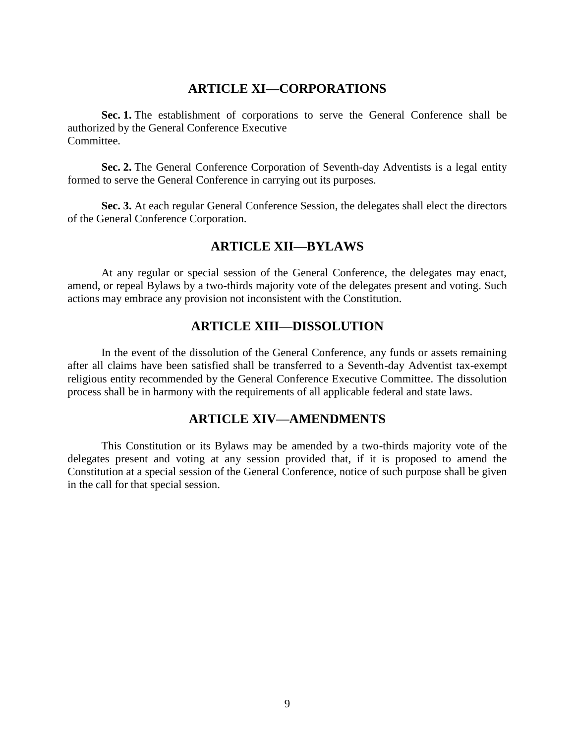## ARTICLE XI—CORPORATIONS

**Sec. 1.** The establishment of corporations to serve the General Conference shall be authorized by the General Conference Executive Committee.

**Sec. 2.** The General Conference Corporation of Seventh-day Adventists is a legal entity formed to serve the General Conference in carrying out its purposes.

**Sec. 3.** At each regular General Conference Session, the delegates shall elect the directors of the General Conference Corporation.

## ARTICLE XII—BYLAWS

At any regular or special session of the General Conference, the delegates may enact, amend, or repeal Bylaws by a two-thirds majority vote of the delegates present and voting. Such actions may embrace any provision not inconsistent with the Constitution.

## ARTICLE XIII—DISSOLUTION

In the event of the dissolution of the General Conference, any funds or assets remaining after all claims have been satisfied shall be transferred to a Seventh-day Adventist tax-exempt religious entity recommended by the General Conference Executive Committee. The dissolution process shall be in harmony with the requirements of all applicable federal and state laws.

## ARTICLE XIV—AMENDMENTS

This Constitution or its Bylaws may be amended by a two-thirds majority vote of the delegates present and voting at any session provided that, if it is proposed to amend the Constitution at a special session of the General Conference, notice of such purpose shall be given in the call for that special session.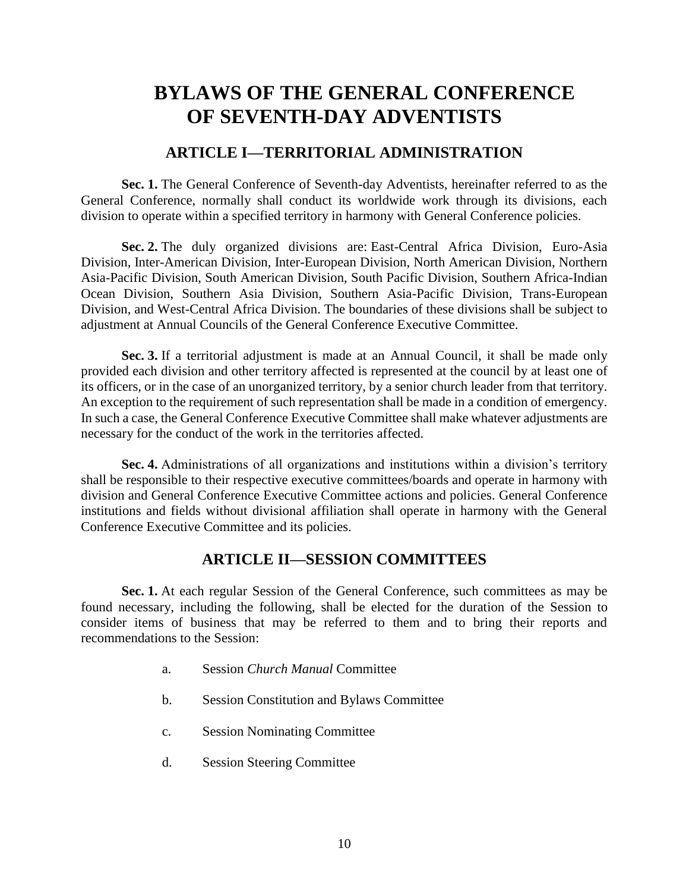# BYLAWS OF THE GENERAL CONFERENCE OF SEVENTH-DAY ADVENTISTS

## ARTICLE I—TERRITORIAL ADMINISTRATION

**Sec. 1.** The General Conference of Seventh-day Adventists, hereinafter referred to as the General Conference, normally shall conduct its worldwide work through its divisions, each division to operate within a specified territory in harmony with General Conference policies.

**Sec. 2.** The duly organized divisions are: East-Central Africa Division, Euro-Asia Division, Inter-American Division, Inter-European Division, North American Division, Northern Asia-Pacific Division, South American Division, South Pacific Division, Southern Africa-Indian Ocean Division, Southern Asia Division, Southern Asia-Pacific Division, Trans-European Division, and West-Central Africa Division. The boundaries of these divisions shall be subject to adjustment at Annual Councils of the General Conference Executive Committee.

**Sec. 3.** If a territorial adjustment is made at an Annual Council, it shall be made only provided each division and other territory affected is represented at the council by at least one of its officers, or in the case of an unorganized territory, by a senior church leader from that territory. An exception to the requirement of such representation shall be made in a condition of emergency. In such a case, the General Conference Executive Committee shall make whatever adjustments are necessary for the conduct of the work in the territories affected.

**Sec. 4.** Administrations of all organizations and institutions within a division's territory shall be responsible to their respective executive committees/boards and operate in harmony with division and General Conference Executive Committee actions and policies. General Conference institutions and fields without divisional affiliation shall operate in harmony with the General Conference Executive Committee and its policies.

## ARTICLE II—SESSION COMMITTEES

**Sec. 1.** At each regular Session of the General Conference, such committees as may be found necessary, including the following, shall be elected for the duration of the Session to consider items of business that may be referred to them and to bring their reports and recommendations to the Session:

a. Session *Church Manual* Committee

b. Session Constitution and Bylaws Committee

c. Session Nominating Committee

d. Session Steering Committee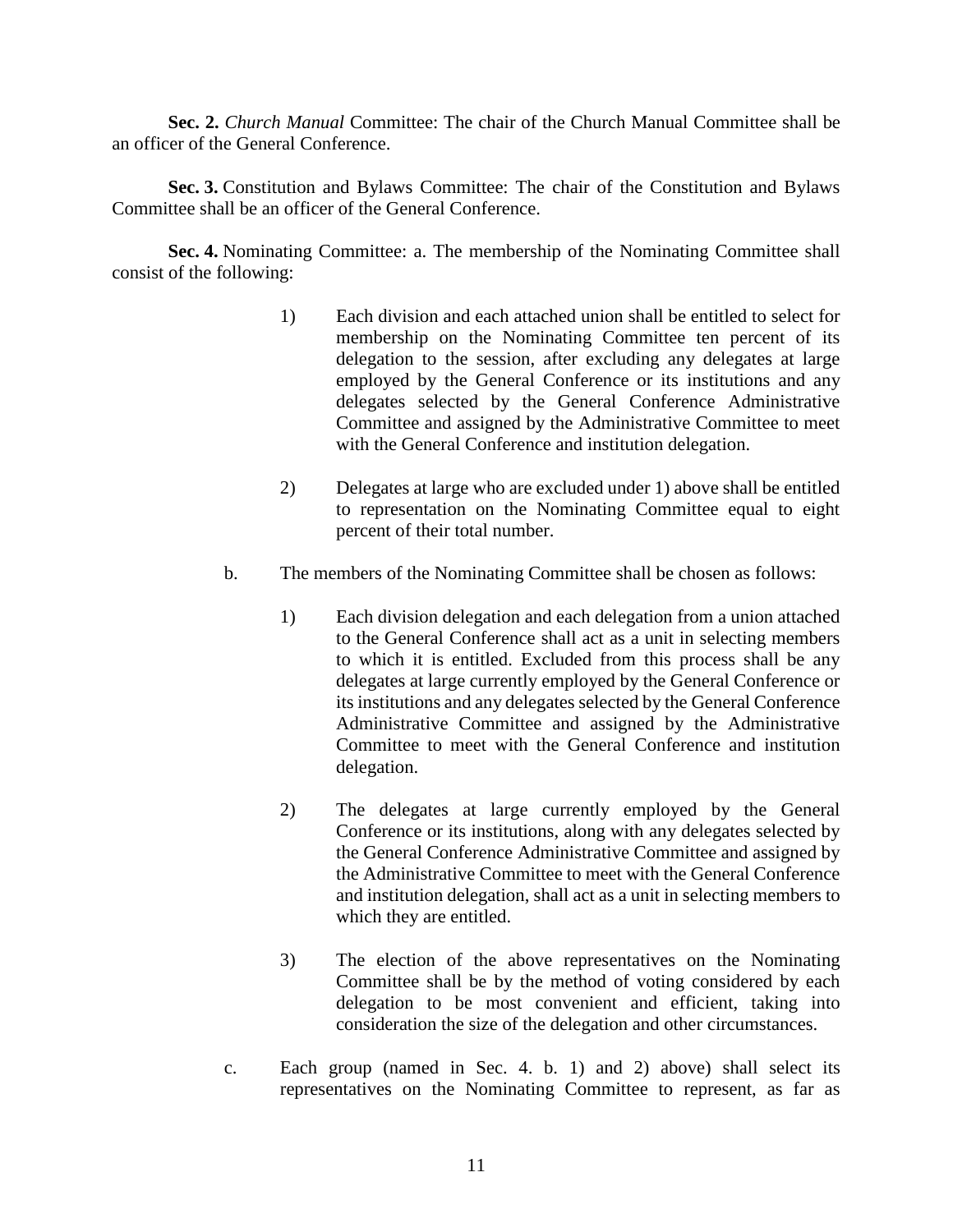**Sec. 2.** *Church Manual* Committee: The chair of the Church Manual Committee shall be an officer of the General Conference.

**Sec. 3.** Constitution and Bylaws Committee: The chair of the Constitution and Bylaws Committee shall be an officer of the General Conference.

**Sec. 4.** Nominating Committee: a. The membership of the Nominating Committee shall consist of the following:

1) Each division and each attached union shall be entitled to select for membership on the Nominating Committee ten percent of its delegation to the session, after excluding any delegates at large employed by the General Conference or its institutions and any delegates selected by the General Conference Administrative Committee and assigned by the Administrative Committee to meet with the General Conference and institution delegation.

2) Delegates at large who are excluded under 1) above shall be entitled to representation on the Nominating Committee equal to eight percent of their total number.

b. The members of the Nominating Committee shall be chosen as follows:

1) Each division delegation and each delegation from a union attached to the General Conference shall act as a unit in selecting members to which it is entitled. Excluded from this process shall be any delegates at large currently employed by the General Conference or its institutions and any delegates selected by the General Conference Administrative Committee and assigned by the Administrative Committee to meet with the General Conference and institution delegation.

2) The delegates at large currently employed by the General Conference or its institutions, along with any delegates selected by the General Conference Administrative Committee and assigned by the Administrative Committee to meet with the General Conference and institution delegation, shall act as a unit in selecting members to which they are entitled.

3) The election of the above representatives on the Nominating Committee shall be by the method of voting considered by each delegation to be most convenient and efficient, taking into consideration the size of the delegation and other circumstances.

c. Each group (named in Sec. 4. b. 1) and 2) above) shall select its representatives on the Nominating Committee to represent, as far as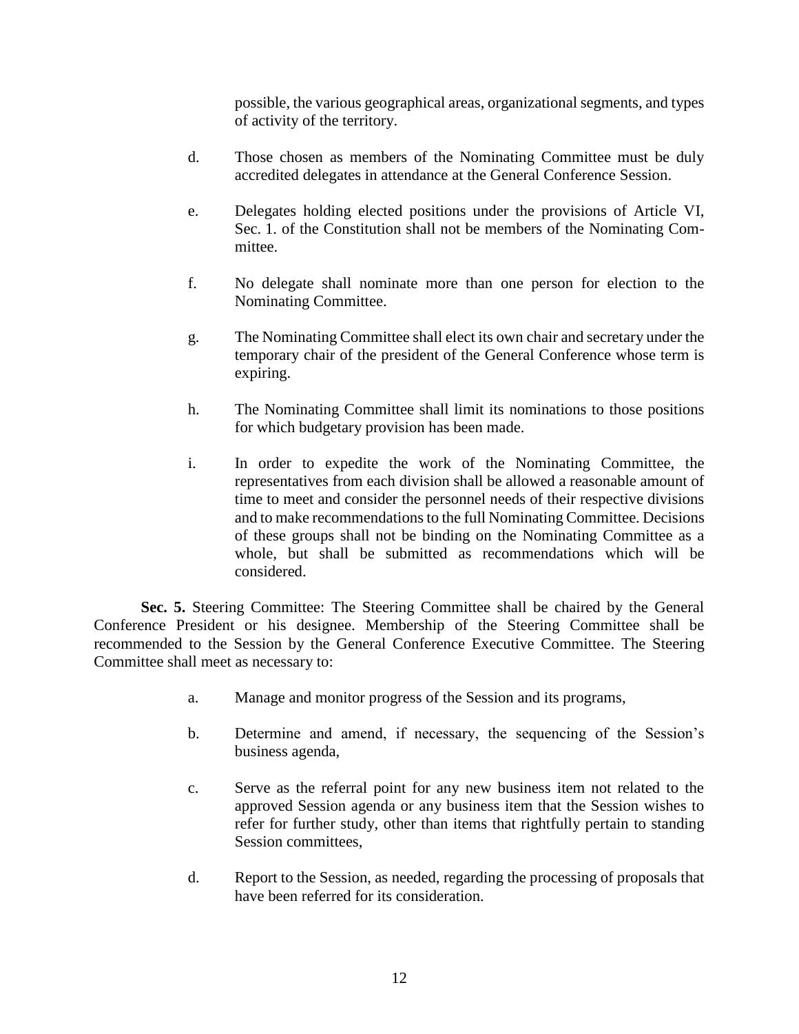possible, the various geographical areas, organizational segments, and types of activity of the territory.

d. Those chosen as members of the Nominating Committee must be duly accredited delegates in attendance at the General Conference Session.

e. Delegates holding elected positions under the provisions of Article VI, Sec. 1. of the Constitution shall not be members of the Nominating Committee.

f. No delegate shall nominate more than one person for election to the Nominating Committee.

g. The Nominating Committee shall elect its own chair and secretary under the temporary chair of the president of the General Conference whose term is expiring.

h. The Nominating Committee shall limit its nominations to those positions for which budgetary provision has been made.

i. In order to expedite the work of the Nominating Committee, the representatives from each division shall be allowed a reasonable amount of time to meet and consider the personnel needs of their respective divisions and to make recommendations to the full Nominating Committee. Decisions of these groups shall not be binding on the Nominating Committee as a whole, but shall be submitted as recommendations which will be considered.

**Sec. 5.** Steering Committee: The Steering Committee shall be chaired by the General Conference President or his designee. Membership of the Steering Committee shall be recommended to the Session by the General Conference Executive Committee. The Steering Committee shall meet as necessary to:

a. Manage and monitor progress of the Session and its programs,

b. Determine and amend, if necessary, the sequencing of the Session's business agenda,

c. Serve as the referral point for any new business item not related to the approved Session agenda or any business item that the Session wishes to refer for further study, other than items that rightfully pertain to standing Session committees,

d. Report to the Session, as needed, regarding the processing of proposals that have been referred for its consideration.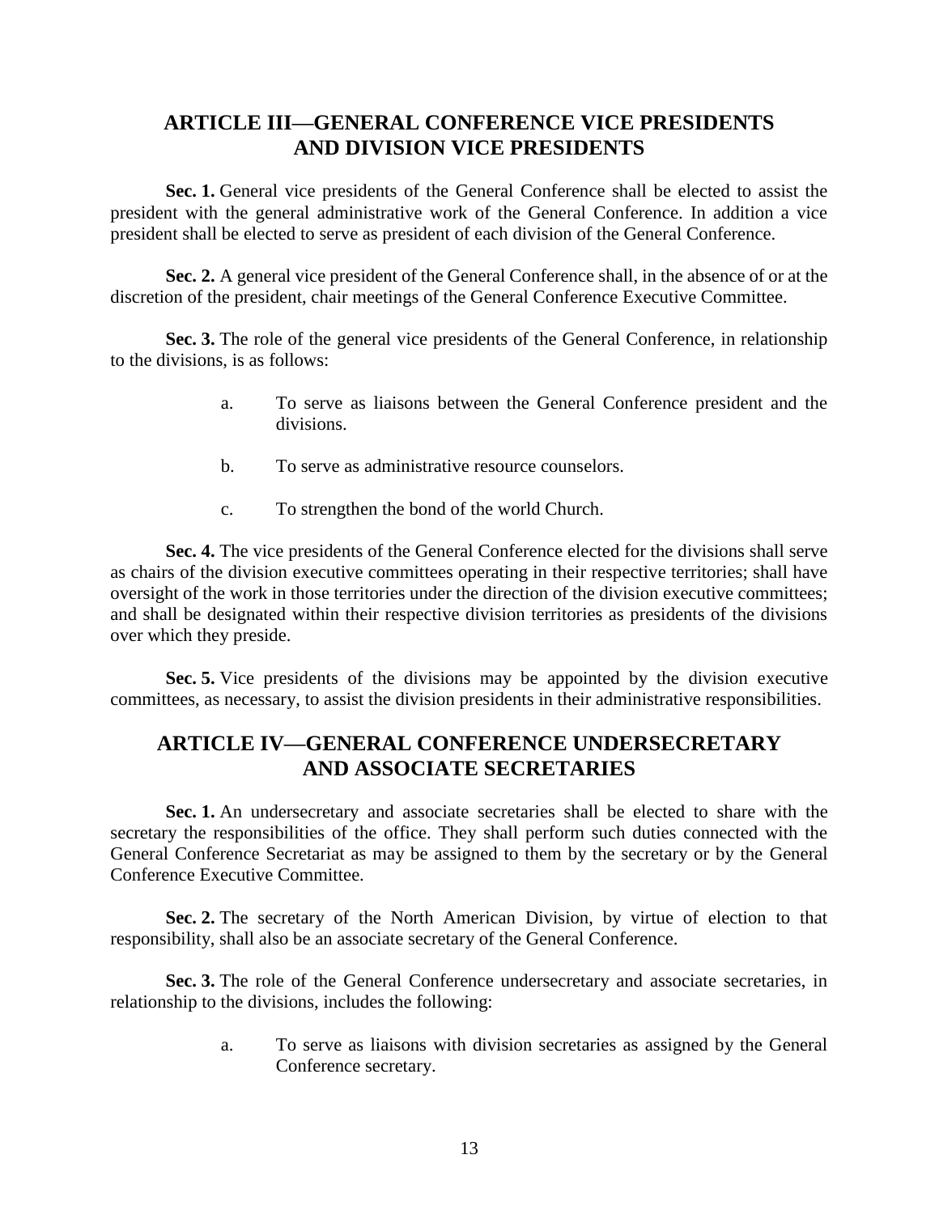## ARTICLE III—GENERAL CONFERENCE VICE PRESIDENTS AND DIVISION VICE PRESIDENTS

**Sec. 1.** General vice presidents of the General Conference shall be elected to assist the president with the general administrative work of the General Conference. In addition a vice president shall be elected to serve as president of each division of the General Conference.

**Sec. 2.** A general vice president of the General Conference shall, in the absence of or at the discretion of the president, chair meetings of the General Conference Executive Committee.

**Sec. 3.** The role of the general vice presidents of the General Conference, in relationship to the divisions, is as follows:

a. To serve as liaisons between the General Conference president and the divisions.

b. To serve as administrative resource counselors.

c. To strengthen the bond of the world Church.

**Sec. 4.** The vice presidents of the General Conference elected for the divisions shall serve as chairs of the division executive committees operating in their respective territories; shall have oversight of the work in those territories under the direction of the division executive committees; and shall be designated within their respective division territories as presidents of the divisions over which they preside.

**Sec. 5.** Vice presidents of the divisions may be appointed by the division executive committees, as necessary, to assist the division presidents in their administrative responsibilities.

## ARTICLE IV—GENERAL CONFERENCE UNDERSECRETARY AND ASSOCIATE SECRETARIES

**Sec. 1.** An undersecretary and associate secretaries shall be elected to share with the secretary the responsibilities of the office. They shall perform such duties connected with the General Conference Secretariat as may be assigned to them by the secretary or by the General Conference Executive Committee.

**Sec. 2.** The secretary of the North American Division, by virtue of election to that responsibility, shall also be an associate secretary of the General Conference.

**Sec. 3.** The role of the General Conference undersecretary and associate secretaries, in relationship to the divisions, includes the following:

a. To serve as liaisons with division secretaries as assigned by the General Conference secretary.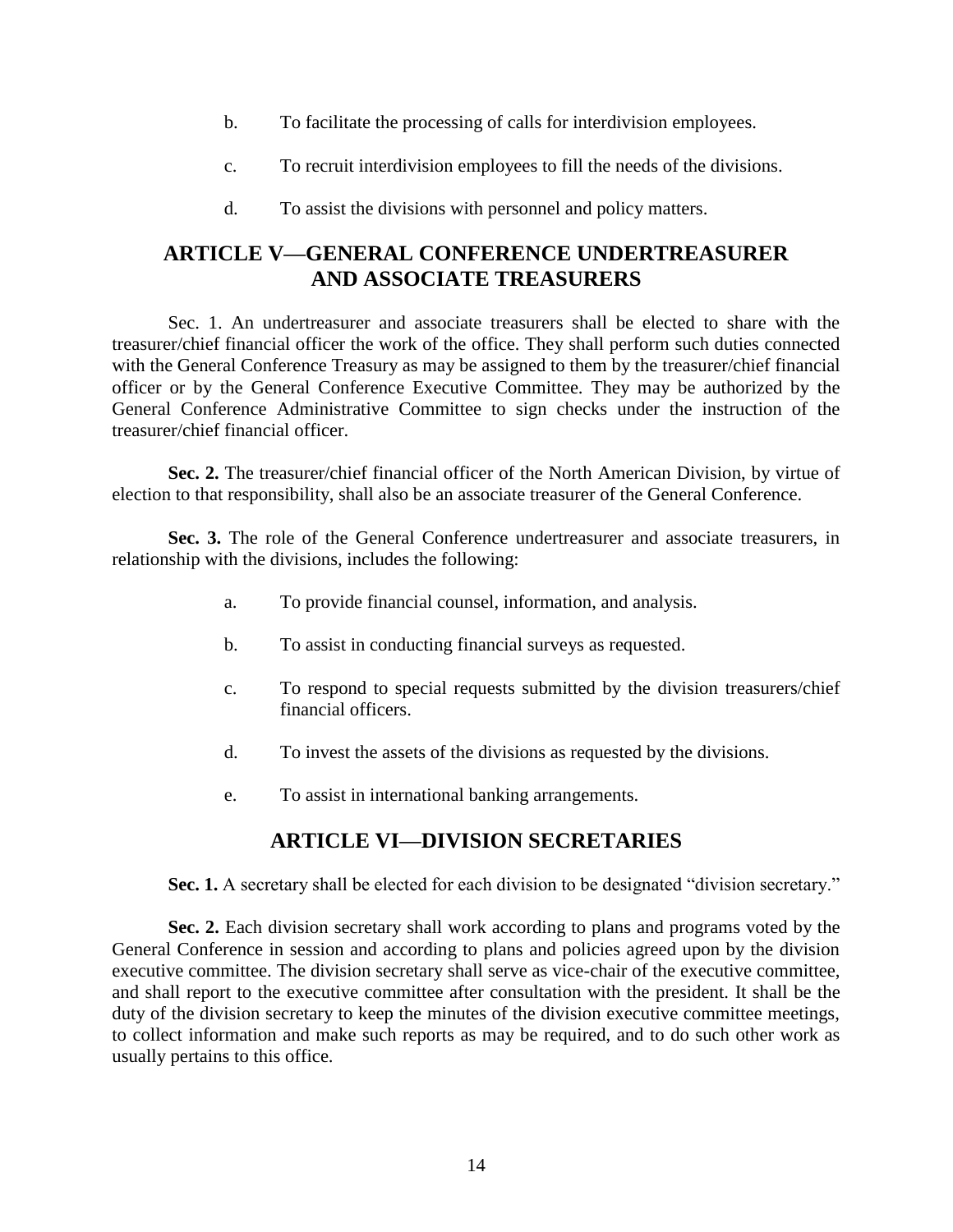b. To facilitate the processing of calls for interdivision employees.

c. To recruit interdivision employees to fill the needs of the divisions.

d. To assist the divisions with personnel and policy matters.

## ARTICLE V—GENERAL CONFERENCE UNDERTREASURER AND ASSOCIATE TREASURERS

Sec. 1. An undertreasurer and associate treasurers shall be elected to share with the treasurer/chief financial officer the work of the office. They shall perform such duties connected with the General Conference Treasury as may be assigned to them by the treasurer/chief financial officer or by the General Conference Executive Committee. They may be authorized by the General Conference Administrative Committee to sign checks under the instruction of the treasurer/chief financial officer.

**Sec. 2.** The treasurer/chief financial officer of the North American Division, by virtue of election to that responsibility, shall also be an associate treasurer of the General Conference.

**Sec. 3.** The role of the General Conference undertreasurer and associate treasurers, in relationship with the divisions, includes the following:

a. To provide financial counsel, information, and analysis.

b. To assist in conducting financial surveys as requested.

c. To respond to special requests submitted by the division treasurers/chief financial officers.

d. To invest the assets of the divisions as requested by the divisions.

e. To assist in international banking arrangements.

## ARTICLE VI—DIVISION SECRETARIES

**Sec. 1.** A secretary shall be elected for each division to be designated "division secretary."

**Sec. 2.** Each division secretary shall work according to plans and programs voted by the General Conference in session and according to plans and policies agreed upon by the division executive committee. The division secretary shall serve as vice-chair of the executive committee, and shall report to the executive committee after consultation with the president. It shall be the duty of the division secretary to keep the minutes of the division executive committee meetings, to collect information and make such reports as may be required, and to do such other work as usually pertains to this office.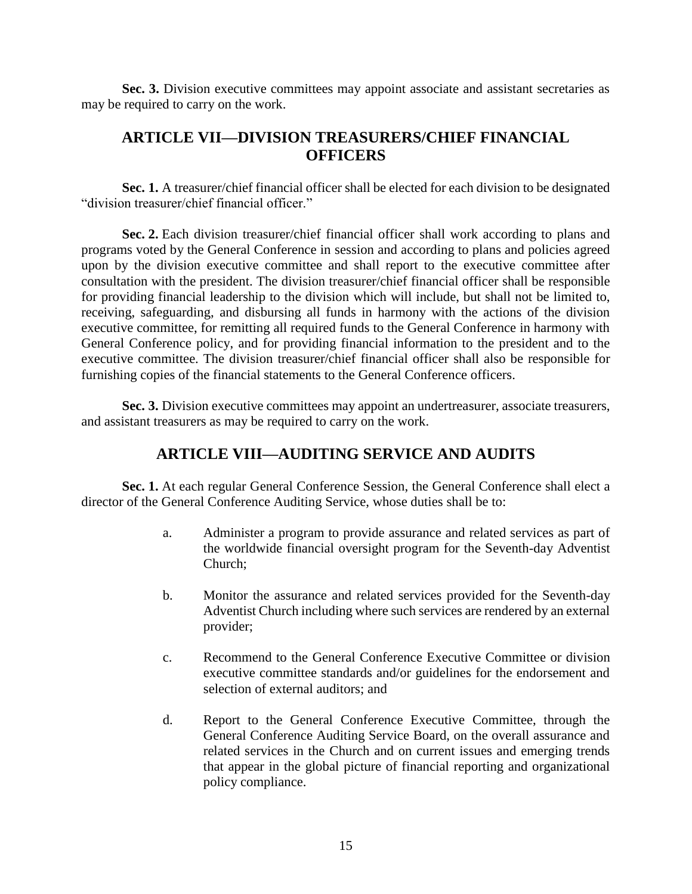**Sec. 3.** Division executive committees may appoint associate and assistant secretaries as may be required to carry on the work.

## ARTICLE VII—DIVISION TREASURERS/CHIEF FINANCIAL OFFICERS

**Sec. 1.** A treasurer/chief financial officer shall be elected for each division to be designated "division treasurer/chief financial officer."

**Sec. 2.** Each division treasurer/chief financial officer shall work according to plans and programs voted by the General Conference in session and according to plans and policies agreed upon by the division executive committee and shall report to the executive committee after consultation with the president. The division treasurer/chief financial officer shall be responsible for providing financial leadership to the division which will include, but shall not be limited to, receiving, safeguarding, and disbursing all funds in harmony with the actions of the division executive committee, for remitting all required funds to the General Conference in harmony with General Conference policy, and for providing financial information to the president and to the executive committee. The division treasurer/chief financial officer shall also be responsible for furnishing copies of the financial statements to the General Conference officers.

**Sec. 3.** Division executive committees may appoint an undertreasurer, associate treasurers, and assistant treasurers as may be required to carry on the work.

## ARTICLE VIII—AUDITING SERVICE AND AUDITS

**Sec. 1.** At each regular General Conference Session, the General Conference shall elect a director of the General Conference Auditing Service, whose duties shall be to:

a. Administer a program to provide assurance and related services as part of the worldwide financial oversight program for the Seventh-day Adventist Church;

b. Monitor the assurance and related services provided for the Seventh-day Adventist Church including where such services are rendered by an external provider;

c. Recommend to the General Conference Executive Committee or division executive committee standards and/or guidelines for the endorsement and selection of external auditors; and

d. Report to the General Conference Executive Committee, through the General Conference Auditing Service Board, on the overall assurance and related services in the Church and on current issues and emerging trends that appear in the global picture of financial reporting and organizational policy compliance.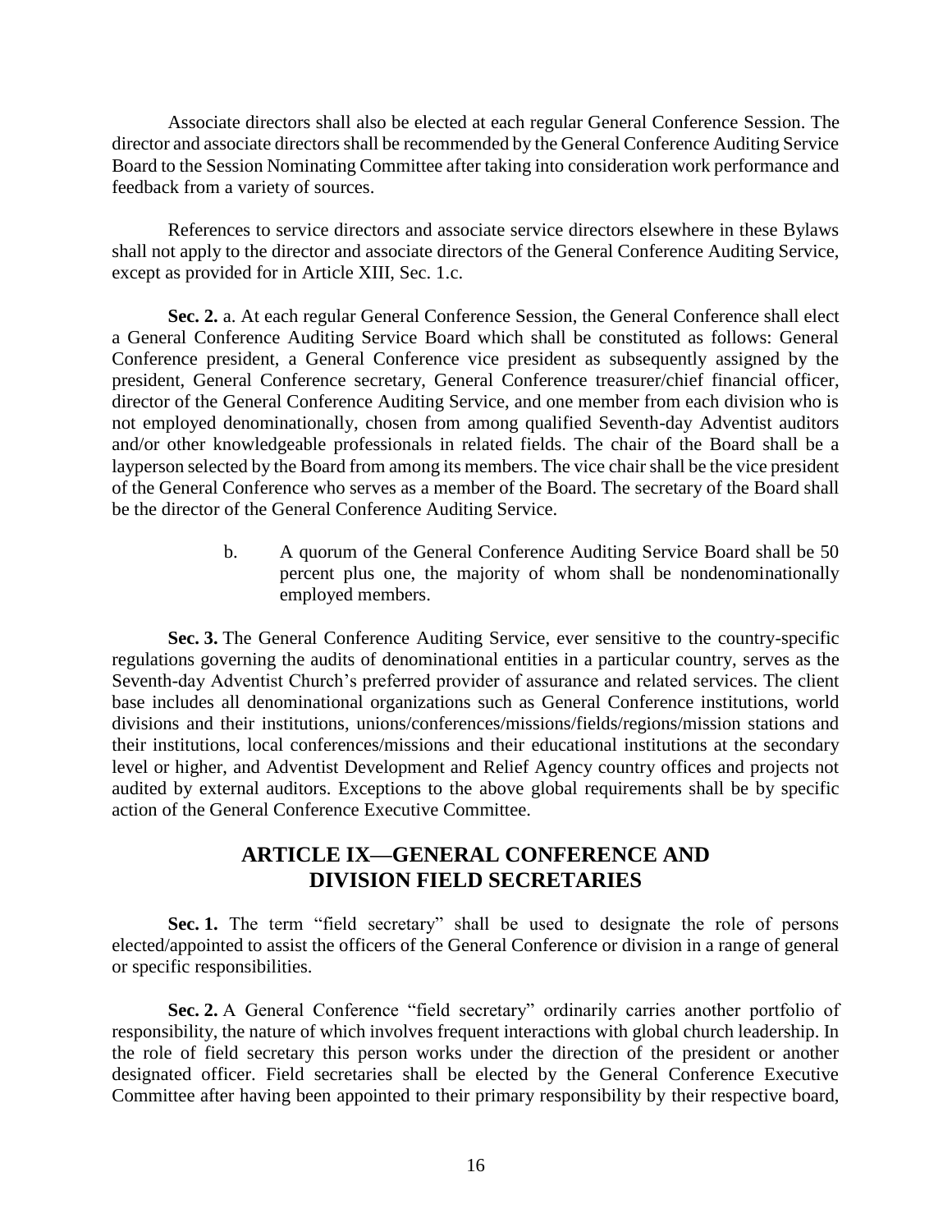Associate directors shall also be elected at each regular General Conference Session. The director and associate directors shall be recommended by the General Conference Auditing Service Board to the Session Nominating Committee after taking into consideration work performance and feedback from a variety of sources.

References to service directors and associate service directors elsewhere in these Bylaws shall not apply to the director and associate directors of the General Conference Auditing Service, except as provided for in Article XIII, Sec. 1.c.

**Sec. 2.** a. At each regular General Conference Session, the General Conference shall elect a General Conference Auditing Service Board which shall be constituted as follows: General Conference president, a General Conference vice president as subsequently assigned by the president, General Conference secretary, General Conference treasurer/chief financial officer, director of the General Conference Auditing Service, and one member from each division who is not employed denominationally, chosen from among qualified Seventh-day Adventist auditors and/or other knowledgeable professionals in related fields. The chair of the Board shall be a layperson selected by the Board from among its members. The vice chair shall be the vice president of the General Conference who serves as a member of the Board. The secretary of the Board shall be the director of the General Conference Auditing Service.

b. A quorum of the General Conference Auditing Service Board shall be 50 percent plus one, the majority of whom shall be nondenominationally employed members.

**Sec. 3.** The General Conference Auditing Service, ever sensitive to the country-specific regulations governing the audits of denominational entities in a particular country, serves as the Seventh-day Adventist Church's preferred provider of assurance and related services. The client base includes all denominational organizations such as General Conference institutions, world divisions and their institutions, unions/conferences/missions/fields/regions/mission stations and their institutions, local conferences/missions and their educational institutions at the secondary level or higher, and Adventist Development and Relief Agency country offices and projects not audited by external auditors. Exceptions to the above global requirements shall be by specific action of the General Conference Executive Committee.

## ARTICLE IX—GENERAL CONFERENCE AND DIVISION FIELD SECRETARIES

**Sec. 1.** The term "field secretary" shall be used to designate the role of persons elected/appointed to assist the officers of the General Conference or division in a range of general or specific responsibilities.

**Sec. 2.** A General Conference "field secretary" ordinarily carries another portfolio of responsibility, the nature of which involves frequent interactions with global church leadership. In the role of field secretary this person works under the direction of the president or another designated officer. Field secretaries shall be elected by the General Conference Executive Committee after having been appointed to their primary responsibility by their respective board,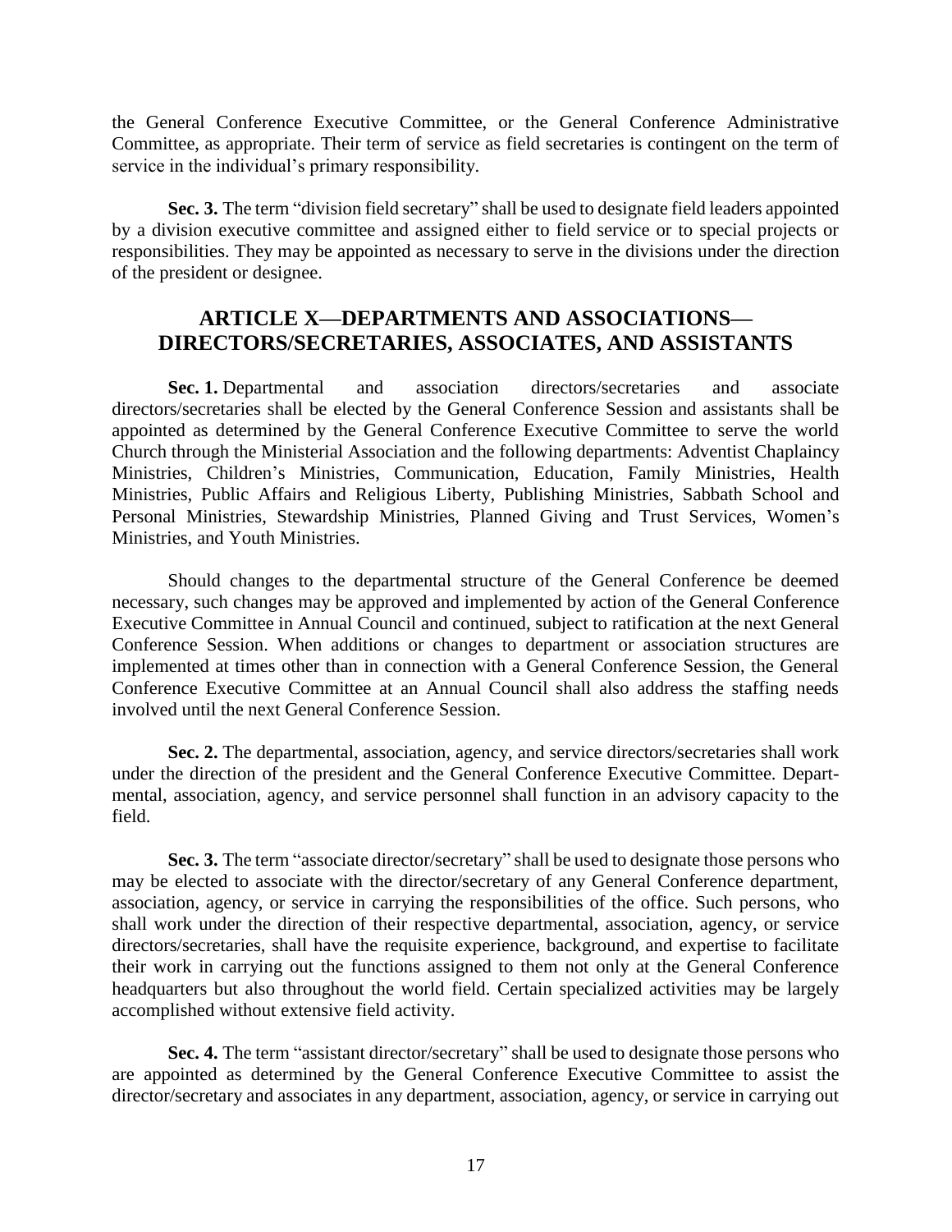the General Conference Executive Committee, or the General Conference Administrative Committee, as appropriate. Their term of service as field secretaries is contingent on the term of service in the individual's primary responsibility.

**Sec. 3.** The term "division field secretary" shall be used to designate field leaders appointed by a division executive committee and assigned either to field service or to special projects or responsibilities. They may be appointed as necessary to serve in the divisions under the direction of the president or designee.

## ARTICLE X—DEPARTMENTS AND ASSOCIATIONS—DIRECTORS/SECRETARIES, ASSOCIATES, AND ASSISTANTS

**Sec. 1.** Departmental and association directors/secretaries and associate directors/secretaries shall be elected by the General Conference Session and assistants shall be appointed as determined by the General Conference Executive Committee to serve the world Church through the Ministerial Association and the following departments: Adventist Chaplaincy Ministries, Children's Ministries, Communication, Education, Family Ministries, Health Ministries, Public Affairs and Religious Liberty, Publishing Ministries, Sabbath School and Personal Ministries, Stewardship Ministries, Planned Giving and Trust Services, Women's Ministries, and Youth Ministries.

Should changes to the departmental structure of the General Conference be deemed necessary, such changes may be approved and implemented by action of the General Conference Executive Committee in Annual Council and continued, subject to ratification at the next General Conference Session. When additions or changes to department or association structures are implemented at times other than in connection with a General Conference Session, the General Conference Executive Committee at an Annual Council shall also address the staffing needs involved until the next General Conference Session.

**Sec. 2.** The departmental, association, agency, and service directors/secretaries shall work under the direction of the president and the General Conference Executive Committee. Departmental, association, agency, and service personnel shall function in an advisory capacity to the field.

**Sec. 3.** The term "associate director/secretary" shall be used to designate those persons who may be elected to associate with the director/secretary of any General Conference department, association, agency, or service in carrying the responsibilities of the office. Such persons, who shall work under the direction of their respective departmental, association, agency, or service directors/secretaries, shall have the requisite experience, background, and expertise to facilitate their work in carrying out the functions assigned to them not only at the General Conference headquarters but also throughout the world field. Certain specialized activities may be largely accomplished without extensive field activity.

**Sec. 4.** The term "assistant director/secretary" shall be used to designate those persons who are appointed as determined by the General Conference Executive Committee to assist the director/secretary and associates in any department, association, agency, or service in carrying out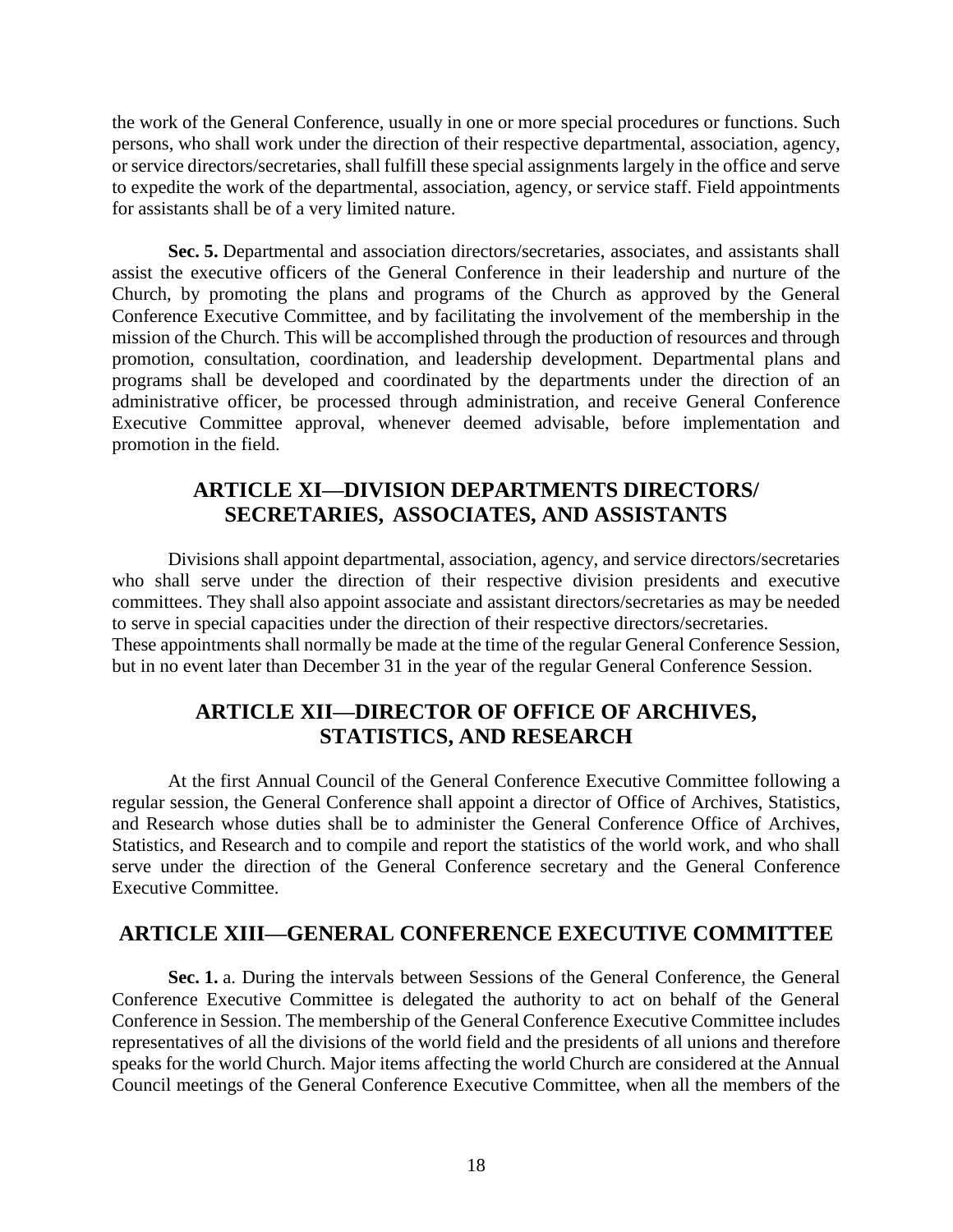the work of the General Conference, usually in one or more special procedures or functions. Such persons, who shall work under the direction of their respective departmental, association, agency, or service directors/secretaries, shall fulfill these special assignments largely in the office and serve to expedite the work of the departmental, association, agency, or service staff. Field appointments for assistants shall be of a very limited nature.

**Sec. 5.** Departmental and association directors/secretaries, associates, and assistants shall assist the executive officers of the General Conference in their leadership and nurture of the Church, by promoting the plans and programs of the Church as approved by the General Conference Executive Committee, and by facilitating the involvement of the membership in the mission of the Church. This will be accomplished through the production of resources and through promotion, consultation, coordination, and leadership development. Departmental plans and programs shall be developed and coordinated by the departments under the direction of an administrative officer, be processed through administration, and receive General Conference Executive Committee approval, whenever deemed advisable, before implementation and promotion in the field.

## ARTICLE XI—DIVISION DEPARTMENTS DIRECTORS/ SECRETARIES, ASSOCIATES, AND ASSISTANTS

Divisions shall appoint departmental, association, agency, and service directors/secretaries who shall serve under the direction of their respective division presidents and executive committees. They shall also appoint associate and assistant directors/secretaries as may be needed to serve in special capacities under the direction of their respective directors/secretaries.
These appointments shall normally be made at the time of the regular General Conference Session, but in no event later than December 31 in the year of the regular General Conference Session.

## ARTICLE XII—DIRECTOR OF OFFICE OF ARCHIVES, STATISTICS, AND RESEARCH

At the first Annual Council of the General Conference Executive Committee following a regular session, the General Conference shall appoint a director of Office of Archives, Statistics, and Research whose duties shall be to administer the General Conference Office of Archives, Statistics, and Research and to compile and report the statistics of the world work, and who shall serve under the direction of the General Conference secretary and the General Conference Executive Committee.

## ARTICLE XIII—GENERAL CONFERENCE EXECUTIVE COMMITTEE

**Sec. 1.** a. During the intervals between Sessions of the General Conference, the General Conference Executive Committee is delegated the authority to act on behalf of the General Conference in Session. The membership of the General Conference Executive Committee includes representatives of all the divisions of the world field and the presidents of all unions and therefore speaks for the world Church. Major items affecting the world Church are considered at the Annual Council meetings of the General Conference Executive Committee, when all the members of the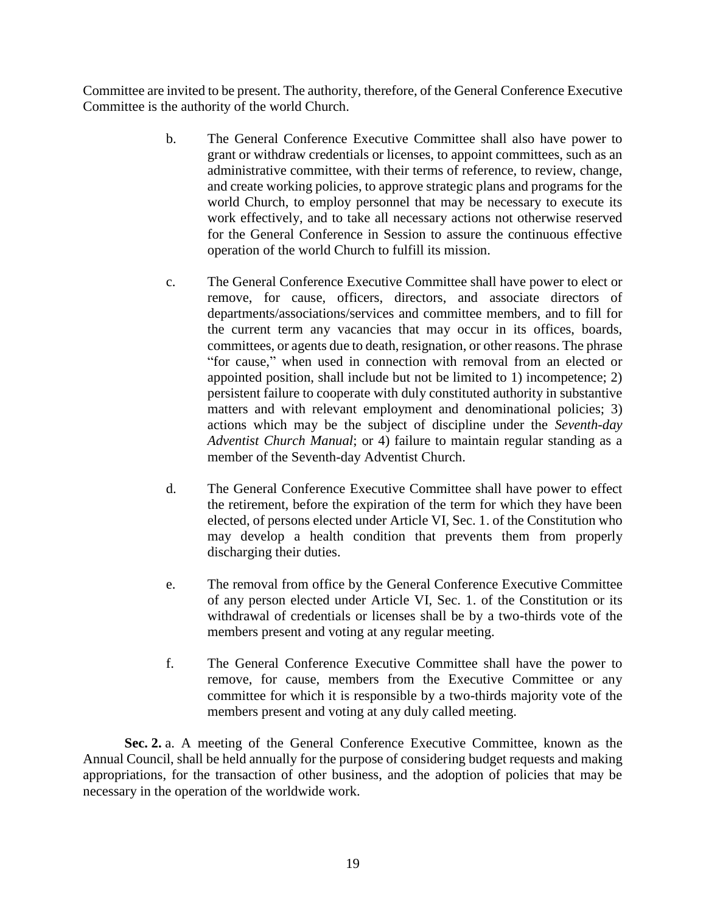Committee are invited to be present. The authority, therefore, of the General Conference Executive Committee is the authority of the world Church.

b. The General Conference Executive Committee shall also have power to grant or withdraw credentials or licenses, to appoint committees, such as an administrative committee, with their terms of reference, to review, change, and create working policies, to approve strategic plans and programs for the world Church, to employ personnel that may be necessary to execute its work effectively, and to take all necessary actions not otherwise reserved for the General Conference in Session to assure the continuous effective operation of the world Church to fulfill its mission.

c. The General Conference Executive Committee shall have power to elect or remove, for cause, officers, directors, and associate directors of departments/associations/services and committee members, and to fill for the current term any vacancies that may occur in its offices, boards, committees, or agents due to death, resignation, or other reasons. The phrase "for cause," when used in connection with removal from an elected or appointed position, shall include but not be limited to 1) incompetence; 2) persistent failure to cooperate with duly constituted authority in substantive matters and with relevant employment and denominational policies; 3) actions which may be the subject of discipline under the *Seventh-day Adventist Church Manual*; or 4) failure to maintain regular standing as a member of the Seventh-day Adventist Church.

d. The General Conference Executive Committee shall have power to effect the retirement, before the expiration of the term for which they have been elected, of persons elected under Article VI, Sec. 1. of the Constitution who may develop a health condition that prevents them from properly discharging their duties.

e. The removal from office by the General Conference Executive Committee of any person elected under Article VI, Sec. 1. of the Constitution or its withdrawal of credentials or licenses shall be by a two-thirds vote of the members present and voting at any regular meeting.

f. The General Conference Executive Committee shall have the power to remove, for cause, members from the Executive Committee or any committee for which it is responsible by a two-thirds majority vote of the members present and voting at any duly called meeting.

**Sec. 2.** a. A meeting of the General Conference Executive Committee, known as the Annual Council, shall be held annually for the purpose of considering budget requests and making appropriations, for the transaction of other business, and the adoption of policies that may be necessary in the operation of the worldwide work.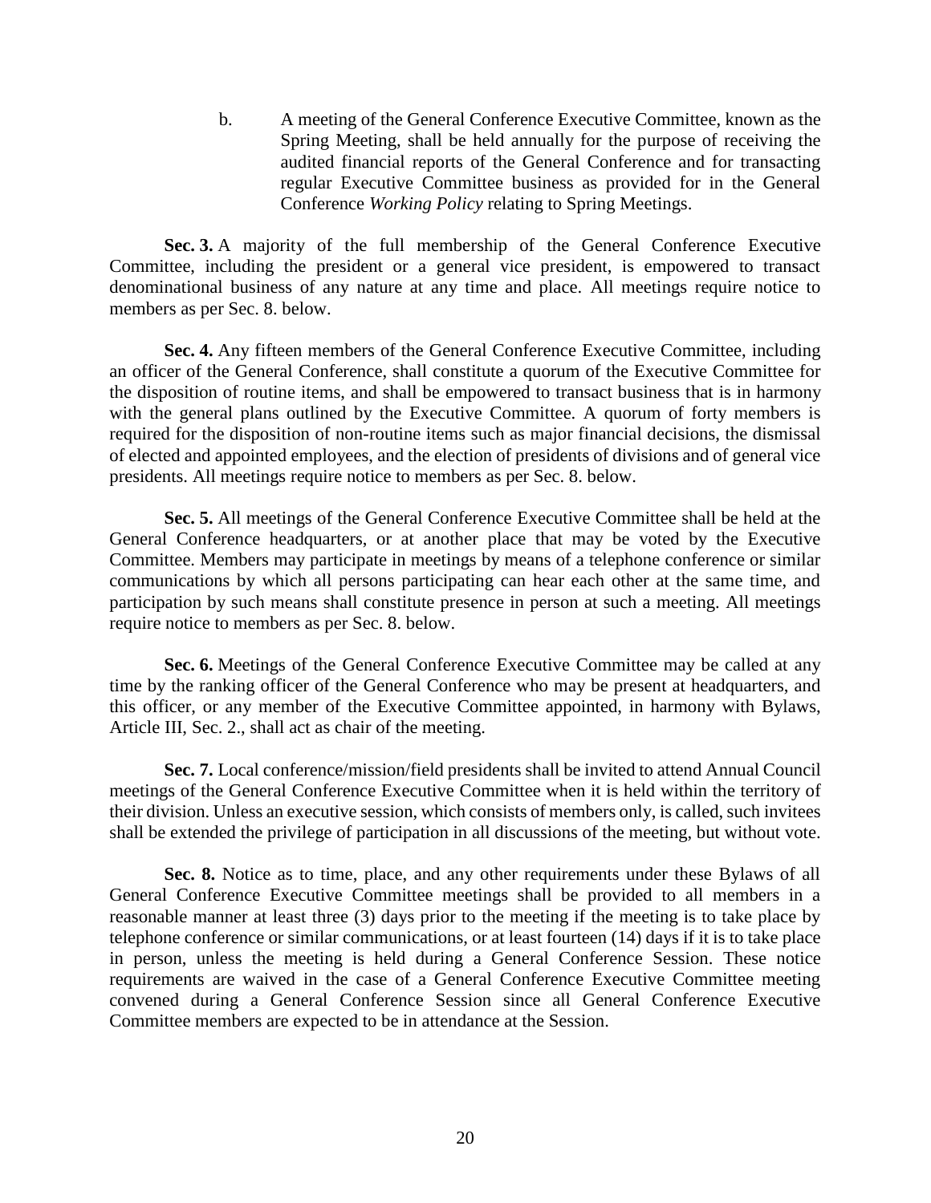b. A meeting of the General Conference Executive Committee, known as the Spring Meeting, shall be held annually for the purpose of receiving the audited financial reports of the General Conference and for transacting regular Executive Committee business as provided for in the General Conference *Working Policy* relating to Spring Meetings.

**Sec. 3.** A majority of the full membership of the General Conference Executive Committee, including the president or a general vice president, is empowered to transact denominational business of any nature at any time and place. All meetings require notice to members as per Sec. 8. below.

**Sec. 4.** Any fifteen members of the General Conference Executive Committee, including an officer of the General Conference, shall constitute a quorum of the Executive Committee for the disposition of routine items, and shall be empowered to transact business that is in harmony with the general plans outlined by the Executive Committee. A quorum of forty members is required for the disposition of non-routine items such as major financial decisions, the dismissal of elected and appointed employees, and the election of presidents of divisions and of general vice presidents. All meetings require notice to members as per Sec. 8. below.

**Sec. 5.** All meetings of the General Conference Executive Committee shall be held at the General Conference headquarters, or at another place that may be voted by the Executive Committee. Members may participate in meetings by means of a telephone conference or similar communications by which all persons participating can hear each other at the same time, and participation by such means shall constitute presence in person at such a meeting. All meetings require notice to members as per Sec. 8. below.

**Sec. 6.** Meetings of the General Conference Executive Committee may be called at any time by the ranking officer of the General Conference who may be present at headquarters, and this officer, or any member of the Executive Committee appointed, in harmony with Bylaws, Article III, Sec. 2., shall act as chair of the meeting.

**Sec. 7.** Local conference/mission/field presidents shall be invited to attend Annual Council meetings of the General Conference Executive Committee when it is held within the territory of their division. Unless an executive session, which consists of members only, is called, such invitees shall be extended the privilege of participation in all discussions of the meeting, but without vote.

**Sec. 8.** Notice as to time, place, and any other requirements under these Bylaws of all General Conference Executive Committee meetings shall be provided to all members in a reasonable manner at least three (3) days prior to the meeting if the meeting is to take place by telephone conference or similar communications, or at least fourteen (14) days if it is to take place in person, unless the meeting is held during a General Conference Session. These notice requirements are waived in the case of a General Conference Executive Committee meeting convened during a General Conference Session since all General Conference Executive Committee members are expected to be in attendance at the Session.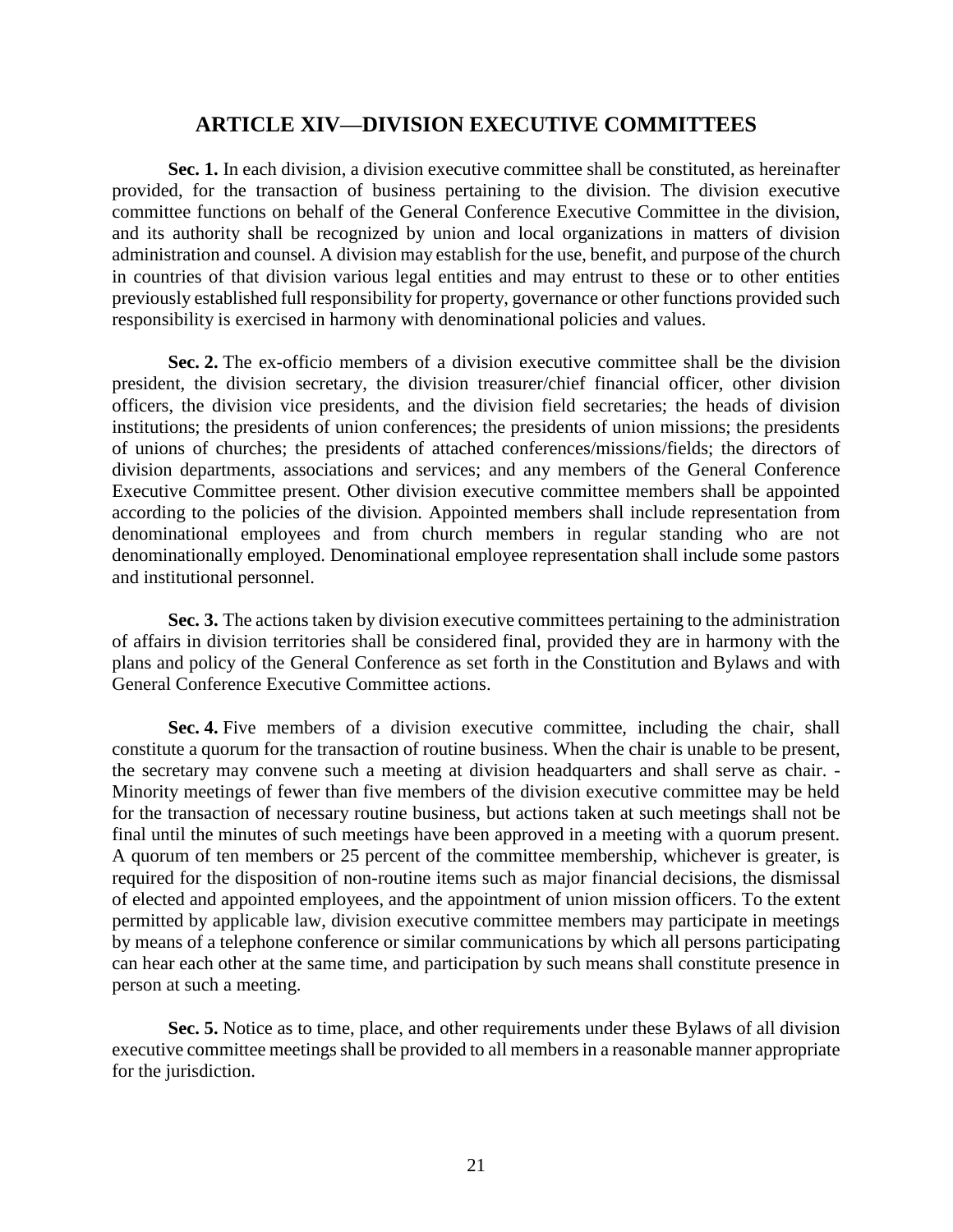## ARTICLE XIV—DIVISION EXECUTIVE COMMITTEES

**Sec. 1.** In each division, a division executive committee shall be constituted, as hereinafter provided, for the transaction of business pertaining to the division. The division executive committee functions on behalf of the General Conference Executive Committee in the division, and its authority shall be recognized by union and local organizations in matters of division administration and counsel. A division may establish for the use, benefit, and purpose of the church in countries of that division various legal entities and may entrust to these or to other entities previously established full responsibility for property, governance or other functions provided such responsibility is exercised in harmony with denominational policies and values.

**Sec. 2.** The ex-officio members of a division executive committee shall be the division president, the division secretary, the division treasurer/chief financial officer, other division officers, the division vice presidents, and the division field secretaries; the heads of division institutions; the presidents of union conferences; the presidents of union missions; the presidents of unions of churches; the presidents of attached conferences/missions/fields; the directors of division departments, associations and services; and any members of the General Conference Executive Committee present. Other division executive committee members shall be appointed according to the policies of the division. Appointed members shall include representation from denominational employees and from church members in regular standing who are not denominationally employed. Denominational employee representation shall include some pastors and institutional personnel.

**Sec. 3.** The actions taken by division executive committees pertaining to the administration of affairs in division territories shall be considered final, provided they are in harmony with the plans and policy of the General Conference as set forth in the Constitution and Bylaws and with General Conference Executive Committee actions.

**Sec. 4.** Five members of a division executive committee, including the chair, shall constitute a quorum for the transaction of routine business. When the chair is unable to be present, the secretary may convene such a meeting at division headquarters and shall serve as chair. - Minority meetings of fewer than five members of the division executive committee may be held for the transaction of necessary routine business, but actions taken at such meetings shall not be final until the minutes of such meetings have been approved in a meeting with a quorum present. A quorum of ten members or 25 percent of the committee membership, whichever is greater, is required for the disposition of non-routine items such as major financial decisions, the dismissal of elected and appointed employees, and the appointment of union mission officers. To the extent permitted by applicable law, division executive committee members may participate in meetings by means of a telephone conference or similar communications by which all persons participating can hear each other at the same time, and participation by such means shall constitute presence in person at such a meeting.

**Sec. 5.** Notice as to time, place, and other requirements under these Bylaws of all division executive committee meetings shall be provided to all members in a reasonable manner appropriate for the jurisdiction.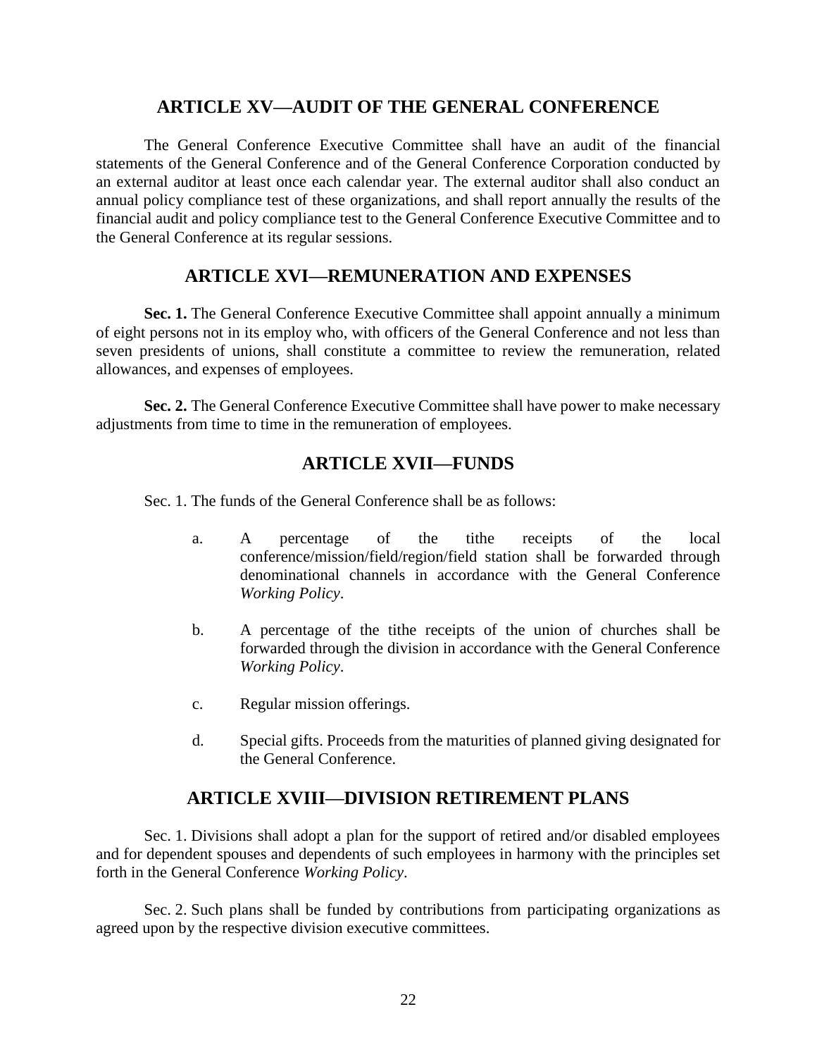## ARTICLE XV—AUDIT OF THE GENERAL CONFERENCE

The General Conference Executive Committee shall have an audit of the financial statements of the General Conference and of the General Conference Corporation conducted by an external auditor at least once each calendar year. The external auditor shall also conduct an annual policy compliance test of these organizations, and shall report annually the results of the financial audit and policy compliance test to the General Conference Executive Committee and to the General Conference at its regular sessions.

## ARTICLE XVI—REMUNERATION AND EXPENSES

**Sec. 1.** The General Conference Executive Committee shall appoint annually a minimum of eight persons not in its employ who, with officers of the General Conference and not less than seven presidents of unions, shall constitute a committee to review the remuneration, related allowances, and expenses of employees.

**Sec. 2.** The General Conference Executive Committee shall have power to make necessary adjustments from time to time in the remuneration of employees.

## ARTICLE XVII—FUNDS

Sec. 1. The funds of the General Conference shall be as follows:

a. A percentage of the tithe receipts of the local conference/mission/field/region/field station shall be forwarded through denominational channels in accordance with the General Conference *Working Policy*.

b. A percentage of the tithe receipts of the union of churches shall be forwarded through the division in accordance with the General Conference *Working Policy*.

c. Regular mission offerings.

d. Special gifts. Proceeds from the maturities of planned giving designated for the General Conference.

## ARTICLE XVIII—DIVISION RETIREMENT PLANS

Sec. 1. Divisions shall adopt a plan for the support of retired and/or disabled employees and for dependent spouses and dependents of such employees in harmony with the principles set forth in the General Conference *Working Policy*.

Sec. 2. Such plans shall be funded by contributions from participating organizations as agreed upon by the respective division executive committees.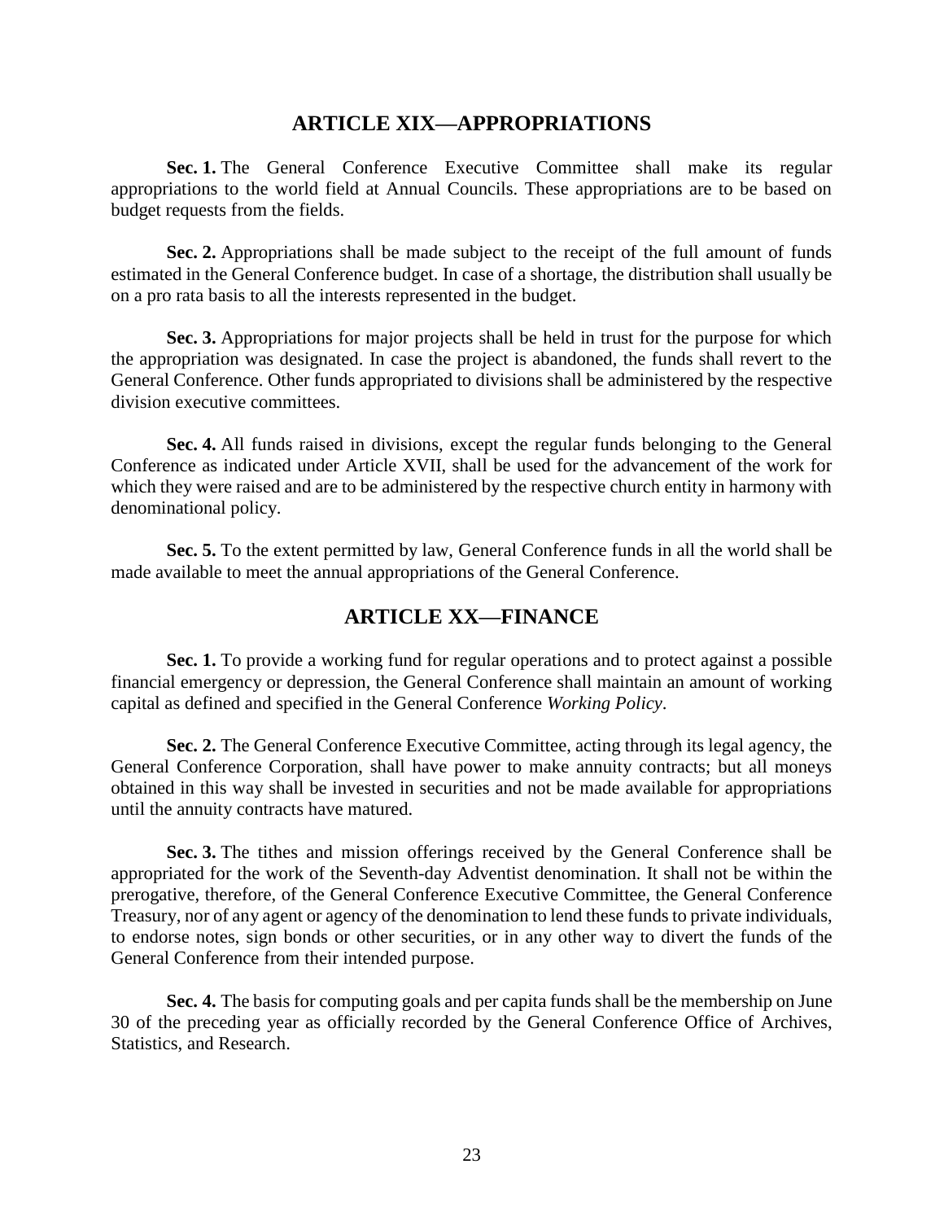## ARTICLE XIX—APPROPRIATIONS

**Sec. 1.** The General Conference Executive Committee shall make its regular appropriations to the world field at Annual Councils. These appropriations are to be based on budget requests from the fields.

**Sec. 2.** Appropriations shall be made subject to the receipt of the full amount of funds estimated in the General Conference budget. In case of a shortage, the distribution shall usually be on a pro rata basis to all the interests represented in the budget.

**Sec. 3.** Appropriations for major projects shall be held in trust for the purpose for which the appropriation was designated. In case the project is abandoned, the funds shall revert to the General Conference. Other funds appropriated to divisions shall be administered by the respective division executive committees.

**Sec. 4.** All funds raised in divisions, except the regular funds belonging to the General Conference as indicated under Article XVII, shall be used for the advancement of the work for which they were raised and are to be administered by the respective church entity in harmony with denominational policy.

**Sec. 5.** To the extent permitted by law, General Conference funds in all the world shall be made available to meet the annual appropriations of the General Conference.

## ARTICLE XX—FINANCE

**Sec. 1.** To provide a working fund for regular operations and to protect against a possible financial emergency or depression, the General Conference shall maintain an amount of working capital as defined and specified in the General Conference *Working Policy*.

**Sec. 2.** The General Conference Executive Committee, acting through its legal agency, the General Conference Corporation, shall have power to make annuity contracts; but all moneys obtained in this way shall be invested in securities and not be made available for appropriations until the annuity contracts have matured.

**Sec. 3.** The tithes and mission offerings received by the General Conference shall be appropriated for the work of the Seventh-day Adventist denomination. It shall not be within the prerogative, therefore, of the General Conference Executive Committee, the General Conference Treasury, nor of any agent or agency of the denomination to lend these funds to private individuals, to endorse notes, sign bonds or other securities, or in any other way to divert the funds of the General Conference from their intended purpose.

**Sec. 4.** The basis for computing goals and per capita funds shall be the membership on June 30 of the preceding year as officially recorded by the General Conference Office of Archives, Statistics, and Research.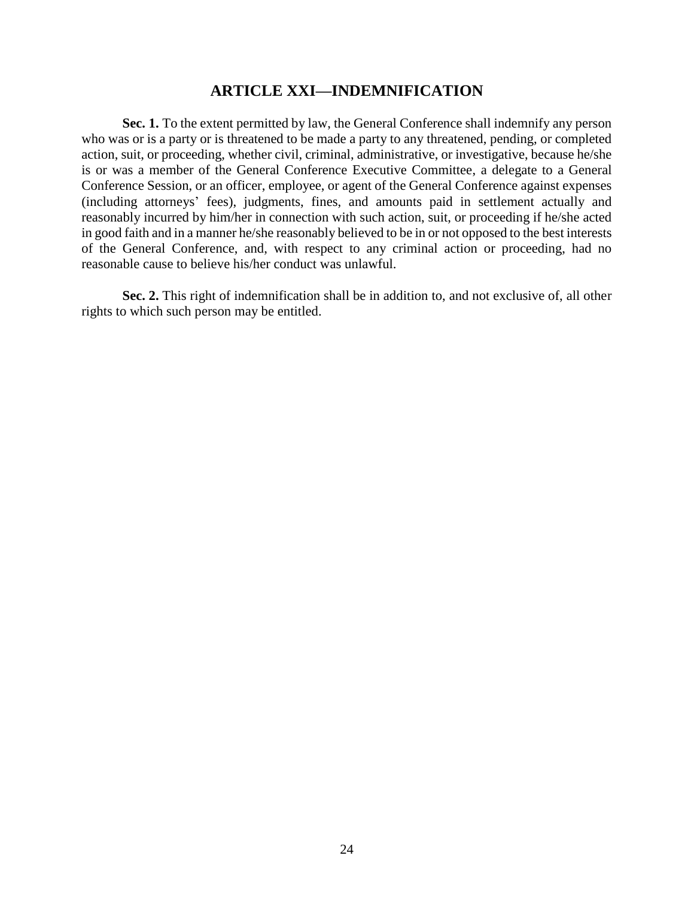## ARTICLE XXI—INDEMNIFICATION

**Sec. 1.** To the extent permitted by law, the General Conference shall indemnify any person who was or is a party or is threatened to be made a party to any threatened, pending, or completed action, suit, or proceeding, whether civil, criminal, administrative, or investigative, because he/she is or was a member of the General Conference Executive Committee, a delegate to a General Conference Session, or an officer, employee, or agent of the General Conference against expenses (including attorneys' fees), judgments, fines, and amounts paid in settlement actually and reasonably incurred by him/her in connection with such action, suit, or proceeding if he/she acted in good faith and in a manner he/she reasonably believed to be in or not opposed to the best interests of the General Conference, and, with respect to any criminal action or proceeding, had no reasonable cause to believe his/her conduct was unlawful.

**Sec. 2.** This right of indemnification shall be in addition to, and not exclusive of, all other rights to which such person may be entitled.